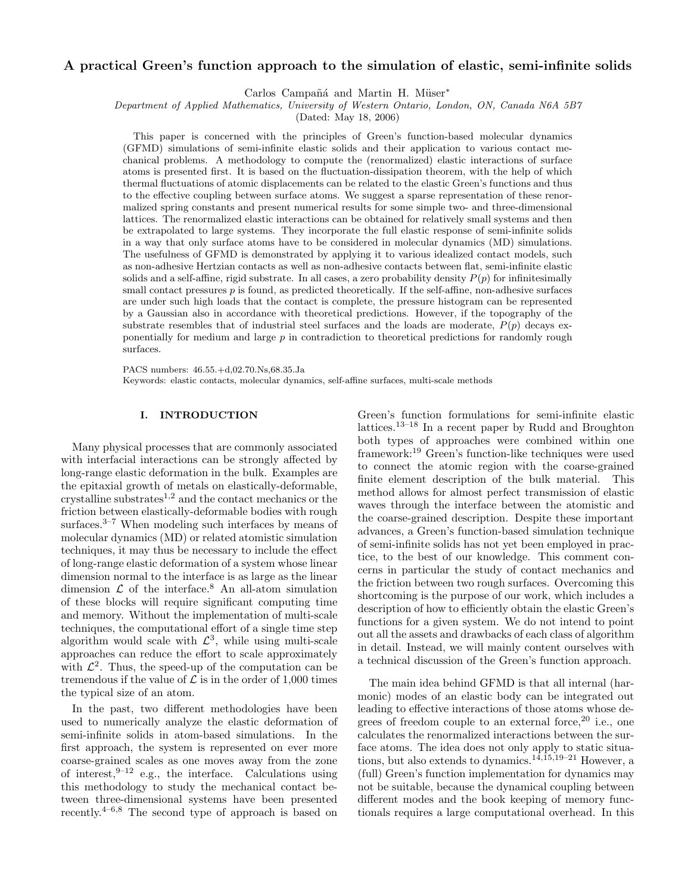# A practical Green's function approach to the simulation of elastic, semi-infinite solids

Carlos Campañá and Martin H. Müser[*]

*Department of Applied Mathematics, University of Western Ontario, London, ON, Canada N6A 5B7*

(Dated: May 18, 2006)

This paper is concerned with the principles of Green's function-based molecular dynamics (GFMD) simulations of semi-infinite elastic solids and their application to various contact mechanical problems. A methodology to compute the (renormalized) elastic interactions of surface atoms is presented first. It is based on the fluctuation-dissipation theorem, with the help of which thermal fluctuations of atomic displacements can be related to the elastic Green's functions and thus to the effective coupling between surface atoms. We suggest a sparse representation of these renormalized spring constants and present numerical results for some simple two- and three-dimensional lattices. The renormalized elastic interactions can be obtained for relatively small systems and then be extrapolated to large systems. They incorporate the full elastic response of semi-infinite solids in a way that only surface atoms have to be considered in molecular dynamics (MD) simulations. The usefulness of GFMD is demonstrated by applying it to various idealized contact models, such as non-adhesive Hertzian contacts as well as non-adhesive contacts between flat, semi-infinite elastic solids and a self-affine, rigid substrate. In all cases, a zero probability density $P(p)$ for infinitesimally small contact pressures $p$ is found, as predicted theoretically. If the self-affine, non-adhesive surfaces are under such high loads that the contact is complete, the pressure histogram can be represented by a Gaussian also in accordance with theoretical predictions. However, if the topography of the substrate resembles that of industrial steel surfaces and the loads are moderate, $P(p)$ decays exponentially for medium and large $p$ in contradiction to theoretical predictions for randomly rough surfaces.

PACS numbers: 46.55.+d,02.70.Ns,68.35.Ja

Keywords: elastic contacts, molecular dynamics, self-affine surfaces, multi-scale methods

## I. INTRODUCTION

Many physical processes that are commonly associated with interfacial interactions can be strongly affected by long-range elastic deformation in the bulk. Examples are the epitaxial growth of metals on elastically-deformable, crystalline substrates[1,2] and the contact mechanics or the friction between elastically-deformable bodies with rough surfaces.[3–7] When modeling such interfaces by means of molecular dynamics (MD) or related atomistic simulation techniques, it may thus be necessary to include the effect of long-range elastic deformation of a system whose linear dimension normal to the interface is as large as the linear dimension $\mathcal{L}$ of the interface.[8] An all-atom simulation of these blocks will require significant computing time and memory. Without the implementation of multi-scale techniques, the computational effort of a single time step algorithm would scale with $\mathcal{L}^3$, while using multi-scale approaches can reduce the effort to scale approximately with $\mathcal{L}^2$. Thus, the speed-up of the computation can be tremendous if the value of $\mathcal{L}$ is in the order of 1,000 times the typical size of an atom.

In the past, two different methodologies have been used to numerically analyze the elastic deformation of semi-infinite solids in atom-based simulations. In the first approach, the system is represented on ever more coarse-grained scales as one moves away from the zone of interest,[9–12] e.g., the interface. Calculations using this methodology to study the mechanical contact between three-dimensional systems have been presented recently.[4–6,8] The second type of approach is based on Green's function formulations for semi-infinite elastic lattices.[13–18] In a recent paper by Rudd and Broughton both types of approaches were combined within one framework:[19] Green's function-like techniques were used to connect the atomic region with the coarse-grained finite element description of the bulk material. This method allows for almost perfect transmission of elastic waves through the interface between the atomistic and the coarse-grained description. Despite these important advances, a Green's function-based simulation technique of semi-infinite solids has not yet been employed in practice, to the best of our knowledge. This comment concerns in particular the study of contact mechanics and the friction between two rough surfaces. Overcoming this shortcoming is the purpose of our work, which includes a description of how to efficiently obtain the elastic Green's functions for a given system. We do not intend to point out all the assets and drawbacks of each class of algorithm in detail. Instead, we will mainly content ourselves with a technical discussion of the Green's function approach.

The main idea behind GFMD is that all internal (harmonic) modes of an elastic body can be integrated out leading to effective interactions of those atoms whose degrees of freedom couple to an external force,[20] i.e., one calculates the renormalized interactions between the surface atoms. The idea does not only apply to static situations, but also extends to dynamics.[14,15,19–21] However, a (full) Green's function implementation for dynamics may not be suitable, because the dynamical coupling between different modes and the book keeping of memory functionals requires a large computational overhead. In this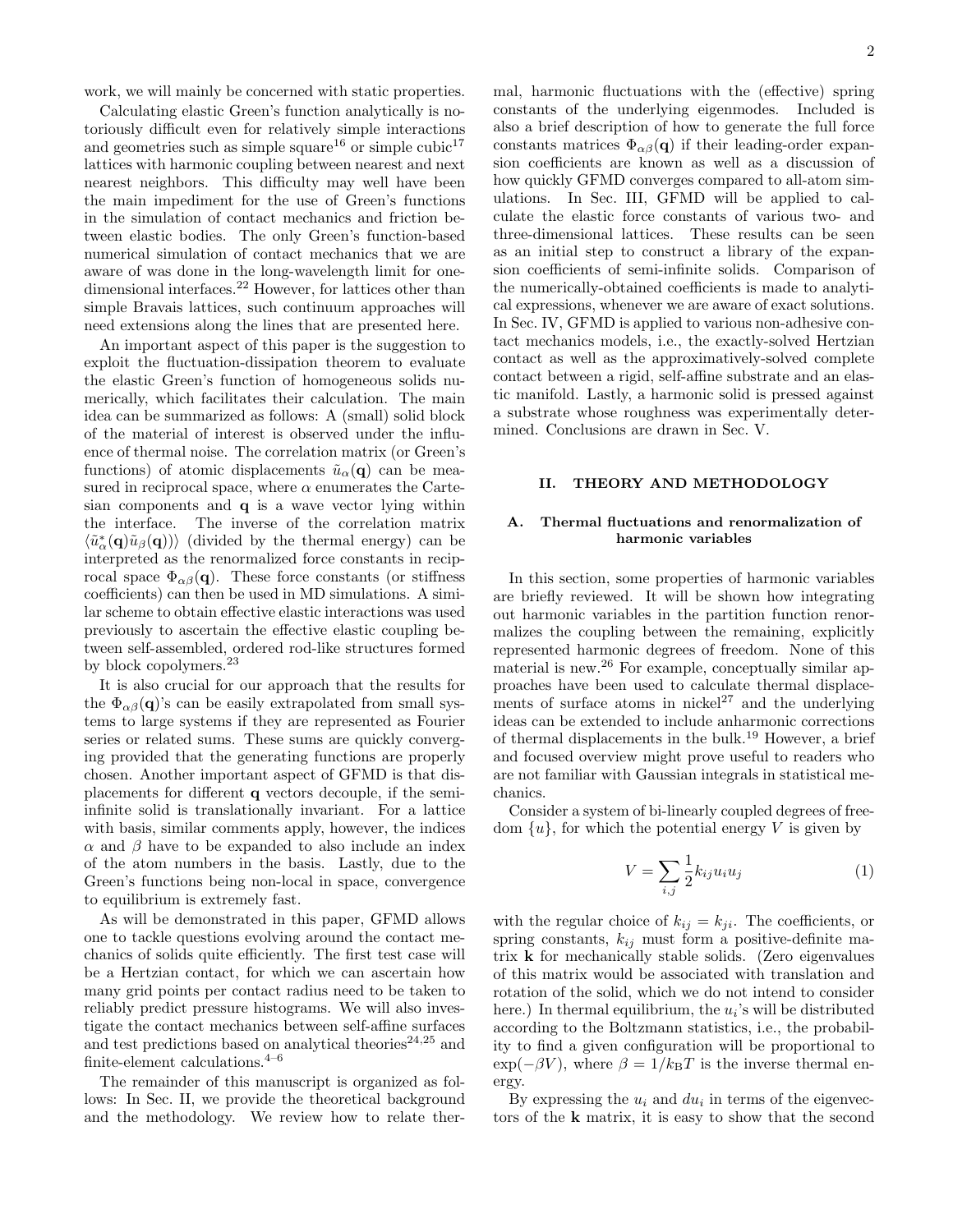work, we will mainly be concerned with static properties.

Calculating elastic Green's function analytically is notoriously difficult even for relatively simple interactions and geometries such as simple square[16] or simple cubic[17] lattices with harmonic coupling between nearest and next nearest neighbors. This difficulty may well have been the main impediment for the use of Green's functions in the simulation of contact mechanics and friction between elastic bodies. The only Green's function-based numerical simulation of contact mechanics that we are aware of was done in the long-wavelength limit for one-dimensional interfaces.[22] However, for lattices other than simple Bravais lattices, such continuum approaches will need extensions along the lines that are presented here.

An important aspect of this paper is the suggestion to exploit the fluctuation-dissipation theorem to evaluate the elastic Green's function of homogeneous solids numerically, which facilitates their calculation. The main idea can be summarized as follows: A (small) solid block of the material of interest is observed under the influence of thermal noise. The correlation matrix (or Green's functions) of atomic displacements $\tilde{u}_\alpha(\mathbf{q})$ can be measured in reciprocal space, where $\alpha$ enumerates the Cartesian components and $\mathbf{q}$ is a wave vector lying within the interface. The inverse of the correlation matrix $\langle \tilde{u}^*_\alpha(\mathbf{q})\tilde{u}_\beta(\mathbf{q})\rangle$ (divided by the thermal energy) can be interpreted as the renormalized force constants in reciprocal space $\Phi_{\alpha\beta}(\mathbf{q})$. These force constants (or stiffness coefficients) can then be used in MD simulations. A similar scheme to obtain effective elastic interactions was used previously to ascertain the effective elastic coupling between self-assembled, ordered rod-like structures formed by block copolymers.[23]

It is also crucial for our approach that the results for the $\Phi_{\alpha\beta}(\mathbf{q})$'s can be easily extrapolated from small systems to large systems if they are represented as Fourier series or related sums. These sums are quickly converging provided that the generating functions are properly chosen. Another important aspect of GFMD is that displacements for different $\mathbf{q}$ vectors decouple, if the semi-infinite solid is translationally invariant. For a lattice with basis, similar comments apply, however, the indices $\alpha$ and $\beta$ have to be expanded to also include an index of the atom numbers in the basis. Lastly, due to the Green's functions being non-local in space, convergence to equilibrium is extremely fast.

As will be demonstrated in this paper, GFMD allows one to tackle questions evolving around the contact mechanics of solids quite efficiently. The first test case will be a Hertzian contact, for which we can ascertain how many grid points per contact radius need to be taken to reliably predict pressure histograms. We will also investigate the contact mechanics between self-affine surfaces and test predictions based on analytical theories[24,25] and finite-element calculations.[4–6]

The remainder of this manuscript is organized as follows: In Sec. II, we provide the theoretical background and the methodology. We review how to relate thermal, harmonic fluctuations with the (effective) spring constants of the underlying eigenmodes. Included is also a brief description of how to generate the full force constants matrices $\Phi_{\alpha\beta}(\mathbf{q})$ if their leading-order expansion coefficients are known as well as a discussion of how quickly GFMD converges compared to all-atom simulations. In Sec. III, GFMD will be applied to calculate the elastic force constants of various two- and three-dimensional lattices. These results can be seen as an initial step to construct a library of the expansion coefficients of semi-infinite solids. Comparison of the numerically-obtained coefficients is made to analytical expressions, whenever we are aware of exact solutions. In Sec. IV, GFMD is applied to various non-adhesive contact mechanics models, i.e., the exactly-solved Hertzian contact as well as the approximatively-solved complete contact between a rigid, self-affine substrate and an elastic manifold. Lastly, a harmonic solid is pressed against a substrate whose roughness was experimentally determined. Conclusions are drawn in Sec. V.

## II. THEORY AND METHODOLOGY

### A. Thermal fluctuations and renormalization of harmonic variables

In this section, some properties of harmonic variables are briefly reviewed. It will be shown how integrating out harmonic variables in the partition function renormalizes the coupling between the remaining, explicitly represented harmonic degrees of freedom. None of this material is new.[26] For example, conceptually similar approaches have been used to calculate thermal displacements of surface atoms in nickel[27] and the underlying ideas can be extended to include anharmonic corrections of thermal displacements in the bulk.[19] However, a brief and focused overview might prove useful to readers who are not familiar with Gaussian integrals in statistical mechanics.

Consider a system of bi-linearly coupled degrees of freedom $\{u\}$, for which the potential energy $V$ is given by

$$V = \sum_{i,j} \frac{1}{2} k_{ij} u_i u_j \tag{1}$$

with the regular choice of $k_{ij} = k_{ji}$. The coefficients, or spring constants, $k_{ij}$ must form a positive-definite matrix $\mathbf{k}$ for mechanically stable solids. (Zero eigenvalues of this matrix would be associated with translation and rotation of the solid, which we do not intend to consider here.) In thermal equilibrium, the $u_i$'s will be distributed according to the Boltzmann statistics, i.e., the probability to find a given configuration will be proportional to $\exp(-\beta V)$, where $\beta = 1/k_\mathrm{B}T$ is the inverse thermal energy.

By expressing the $u_i$ and $du_i$ in terms of the eigenvectors of the $\mathbf{k}$ matrix, it is easy to show that the second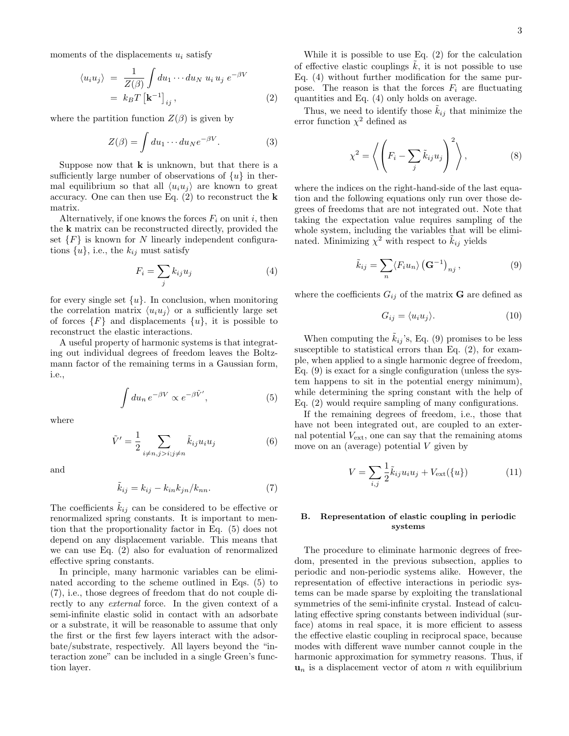moments of the displacements $u_i$ satisfy

$$\begin{aligned}\langle u_i u_j \rangle &= \frac{1}{Z(\beta)} \int du_1 \cdots du_N \; u_i \, u_j \; e^{-\beta V} \\ &= k_B T \left[\mathbf{k}^{-1}\right]_{ij}, \end{aligned} \tag{2}$$

where the partition function $Z(\beta)$ is given by

$$Z(\beta) = \int du_1 \cdots du_N e^{-\beta V}. \tag{3}$$

Suppose now that $\mathbf{k}$ is unknown, but that there is a sufficiently large number of observations of $\{u\}$ in thermal equilibrium so that all $\langle u_i u_j \rangle$ are known to great accuracy. One can then use Eq. (2) to reconstruct the $\mathbf{k}$ matrix.

Alternatively, if one knows the forces $F_i$ on unit $i$, then the $\mathbf{k}$ matrix can be reconstructed directly, provided the set $\{F\}$ is known for $N$ linearly independent configurations $\{u\}$, i.e., the $k_{ij}$ must satisfy

$$F_i = \sum_j k_{ij} u_j \tag{4}$$

for every single set $\{u\}$. In conclusion, when monitoring the correlation matrix $\langle u_i u_j \rangle$ or a sufficiently large set of forces $\{F\}$ and displacements $\{u\}$, it is possible to reconstruct the elastic interactions.

A useful property of harmonic systems is that integrating out individual degrees of freedom leaves the Boltzmann factor of the remaining terms in a Gaussian form, i.e.,

$$\int du_n \, e^{-\beta V} \propto e^{-\beta \tilde{V}'}, \tag{5}$$

where

$$\tilde{V}' = \frac{1}{2} \sum_{i \neq n, j > i; j \neq n} \tilde{k}_{ij} u_i u_j \tag{6}$$

and

$$\tilde{k}_{ij} = k_{ij} - k_{in} k_{jn} / k_{nn}. \tag{7}$$

The coefficients $\tilde{k}_{ij}$ can be considered to be effective or renormalized spring constants. It is important to mention that the proportionality factor in Eq. (5) does not depend on any displacement variable. This means that we can use Eq. (2) also for evaluation of renormalized effective spring constants.

In principle, many harmonic variables can be eliminated according to the scheme outlined in Eqs. (5) to (7), i.e., those degrees of freedom that do not couple directly to any *external* force. In the given context of a semi-infinite elastic solid in contact with an adsorbate or a substrate, it will be reasonable to assume that only the first or the first few layers interact with the adsorbate/substrate, respectively. All layers beyond the "interaction zone" can be included in a single Green's function layer.

While it is possible to use Eq. (2) for the calculation of effective elastic couplings $\tilde{k}$, it is not possible to use Eq. (4) without further modification for the same purpose. The reason is that the forces $F_i$ are fluctuating quantities and Eq. (4) only holds on average.

Thus, we need to identify those $\tilde{k}_{ij}$ that minimize the error function $\chi^2$ defined as

$$\chi^2 = \left\langle \left( F_i - \sum_j \tilde{k}_{ij} u_j \right)^2 \right\rangle, \tag{8}$$

where the indices on the right-hand-side of the last equation and the following equations only run over those degrees of freedoms that are not integrated out. Note that taking the expectation value requires sampling of the whole system, including the variables that will be eliminated. Minimizing $\chi^2$ with respect to $\tilde{k}_{ij}$ yields

$$\tilde{k}_{ij} = \sum_n \langle F_i u_n \rangle \left(\mathbf{G}^{-1}\right)_{nj}, \tag{9}$$

where the coefficients $G_{ij}$ of the matrix $\mathbf{G}$ are defined as

$$G_{ij} = \langle u_i u_j \rangle. \tag{10}$$

When computing the $\tilde{k}_{ij}$'s, Eq. (9) promises to be less susceptible to statistical errors than Eq. (2), for example, when applied to a single harmonic degree of freedom, Eq. (9) is exact for a single configuration (unless the system happens to sit in the potential energy minimum), while determining the spring constant with the help of Eq. (2) would require sampling of many configurations.

If the remaining degrees of freedom, i.e., those that have not been integrated out, are coupled to an external potential $V_{\rm ext}$, one can say that the remaining atoms move on an (average) potential $V$ given by

$$V = \sum_{i,j} \frac{1}{2} \tilde{k}_{ij} u_i u_j + V_{\rm ext}(\{u\}) \tag{11}$$

### B. Representation of elastic coupling in periodic systems

The procedure to eliminate harmonic degrees of freedom, presented in the previous subsection, applies to periodic and non-periodic systems alike. However, the representation of effective interactions in periodic systems can be made sparse by exploiting the translational symmetries of the semi-infinite crystal. Instead of calculating effective spring constants between individual (surface) atoms in real space, it is more efficient to assess the effective elastic coupling in reciprocal space, because modes with different wave number cannot couple in the harmonic approximation for symmetry reasons. Thus, if $\mathbf{u}_n$ is a displacement vector of atom $n$ with equilibrium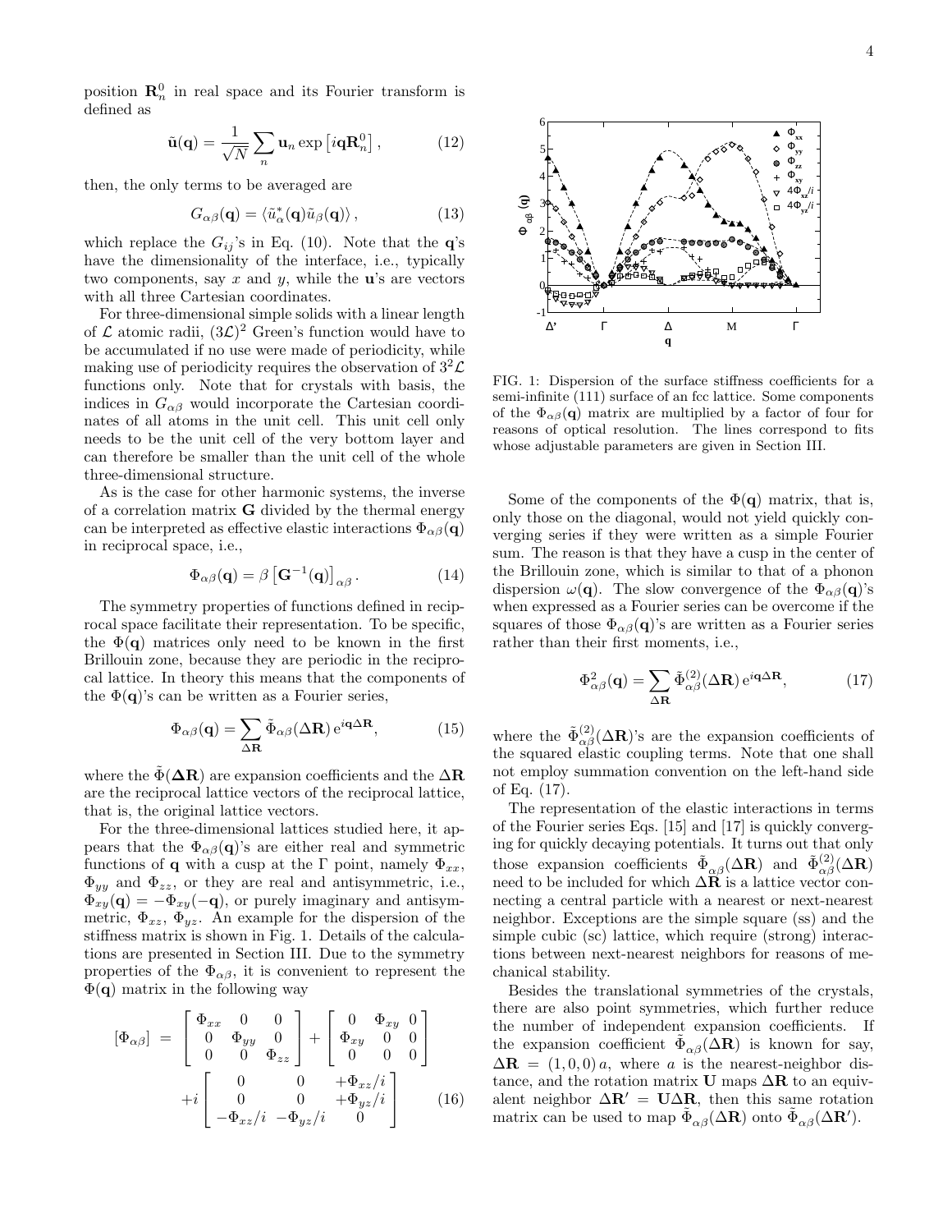position $\mathbf{R}_n^0$ in real space and its Fourier transform is defined as

$$\tilde{\mathbf{u}}(\mathbf{q}) = \frac{1}{\sqrt{N}} \sum_n \mathbf{u}_n \exp\left[i\mathbf{q}\mathbf{R}_n^0\right], \tag{12}$$

then, the only terms to be averaged are

$$G_{\alpha\beta}(\mathbf{q}) = \langle \tilde{u}_\alpha^*(\mathbf{q}) \tilde{u}_\beta(\mathbf{q}) \rangle, \tag{13}$$

which replace the $G_{ij}$'s in Eq. (10). Note that the $\mathbf{q}$'s have the dimensionality of the interface, i.e., typically two components, say $x$ and $y$, while the $\mathbf{u}$'s are vectors with all three Cartesian coordinates.

For three-dimensional simple solids with a linear length of $\mathcal{L}$ atomic radii, $(3\mathcal{L})^2$ Green's function would have to be accumulated if no use were made of periodicity, while making use of periodicity requires the observation of $3^2\mathcal{L}$ functions only. Note that for crystals with basis, the indices in $G_{\alpha\beta}$ would incorporate the Cartesian coordinates of all atoms in the unit cell. This unit cell only needs to be the unit cell of the very bottom layer and can therefore be smaller than the unit cell of the whole three-dimensional structure.

As is the case for other harmonic systems, the inverse of a correlation matrix $\mathbf{G}$ divided by the thermal energy can be interpreted as effective elastic interactions $\Phi_{\alpha\beta}(\mathbf{q})$ in reciprocal space, i.e.,

$$\Phi_{\alpha\beta}(\mathbf{q}) = \beta \left[\mathbf{G}^{-1}(\mathbf{q})\right]_{\alpha\beta}. \tag{14}$$

The symmetry properties of functions defined in reciprocal space facilitate their representation. To be specific, the $\Phi(\mathbf{q})$ matrices only need to be known in the first Brillouin zone, because they are periodic in the reciprocal lattice. In theory this means that the components of the $\Phi(\mathbf{q})$'s can be written as a Fourier series,

$$\Phi_{\alpha\beta}(\mathbf{q}) = \sum_{\Delta\mathbf{R}} \tilde{\Phi}_{\alpha\beta}(\Delta\mathbf{R})\, e^{i\mathbf{q}\Delta\mathbf{R}}, \tag{15}$$

where the $\tilde{\Phi}(\boldsymbol{\Delta}\mathbf{R})$ are expansion coefficients and the $\Delta\mathbf{R}$ are the reciprocal lattice vectors of the reciprocal lattice, that is, the original lattice vectors.

For the three-dimensional lattices studied here, it appears that the $\Phi_{\alpha\beta}(\mathbf{q})$'s are either real and symmetric functions of $\mathbf{q}$ with a cusp at the $\Gamma$ point, namely $\Phi_{xx}$, $\Phi_{yy}$ and $\Phi_{zz}$, or they are real and antisymmetric, i.e., $\Phi_{xy}(\mathbf{q}) = -\Phi_{xy}(-\mathbf{q})$, or purely imaginary and antisymmetric, $\Phi_{xz}$, $\Phi_{yz}$. An example for the dispersion of the stiffness matrix is shown in Fig. 1. Details of the calculations are presented in Section III. Due to the symmetry properties of the $\Phi_{\alpha\beta}$, it is convenient to represent the $\Phi(\mathbf{q})$ matrix in the following way

$$\begin{aligned}
[\Phi_{\alpha\beta}] \;=\; & \begin{bmatrix} \Phi_{xx} & 0 & 0 \\ 0 & \Phi_{yy} & 0 \\ 0 & 0 & \Phi_{zz} \end{bmatrix} + \begin{bmatrix} 0 & \Phi_{xy} & 0 \\ \Phi_{xy} & 0 & 0 \\ 0 & 0 & 0 \end{bmatrix} \\
& + i \begin{bmatrix} 0 & 0 & +\Phi_{xz}/i \\ 0 & 0 & +\Phi_{yz}/i \\ -\Phi_{xz}/i & -\Phi_{yz}/i & 0 \end{bmatrix}
\end{aligned} \tag{16}$$

FIG. 1: Dispersion of the surface stiffness coefficients for a semi-infinite (111) surface of an fcc lattice. Some components of the $\Phi_{\alpha\beta}(\mathbf{q})$ matrix are multiplied by a factor of four for reasons of optical resolution. The lines correspond to fits whose adjustable parameters are given in Section III.

Some of the components of the $\Phi(\mathbf{q})$ matrix, that is, only those on the diagonal, would not yield quickly converging series if they were written as a simple Fourier sum. The reason is that they have a cusp in the center of the Brillouin zone, which is similar to that of a phonon dispersion $\omega(\mathbf{q})$. The slow convergence of the $\Phi_{\alpha\beta}(\mathbf{q})$'s when expressed as a Fourier series can be overcome if the squares of those $\Phi_{\alpha\beta}(\mathbf{q})$'s are written as a Fourier series rather than their first moments, i.e.,

$$\Phi^2_{\alpha\beta}(\mathbf{q}) = \sum_{\Delta\mathbf{R}} \tilde{\Phi}^{(2)}_{\alpha\beta}(\Delta\mathbf{R})\, e^{i\mathbf{q}\Delta\mathbf{R}}, \tag{17}$$

where the $\tilde{\Phi}^{(2)}_{\alpha\beta}(\Delta\mathbf{R})$'s are the expansion coefficients of the squared elastic coupling terms. Note that one shall not employ summation convention on the left-hand side of Eq. (17).

The representation of the elastic interactions in terms of the Fourier series Eqs. [15] and [17] is quickly converging for quickly decaying potentials. It turns out that only those expansion coefficients $\tilde{\Phi}_{\alpha\beta}(\Delta\mathbf{R})$ and $\tilde{\Phi}^{(2)}_{\alpha\beta}(\Delta\mathbf{R})$ need to be included for which $\Delta\mathbf{R}$ is a lattice vector connecting a central particle with a nearest or next-nearest neighbor. Exceptions are the simple square (ss) and the simple cubic (sc) lattice, which require (strong) interactions between next-nearest neighbors for reasons of mechanical stability.

Besides the translational symmetries of the crystals, there are also point symmetries, which further reduce the number of independent expansion coefficients. If the expansion coefficient $\tilde{\Phi}_{\alpha\beta}(\Delta\mathbf{R})$ is known for say, $\Delta\mathbf{R} = (1, 0, 0)\, a$, where $a$ is the nearest-neighbor distance, and the rotation matrix $\mathbf{U}$ maps $\Delta\mathbf{R}$ to an equivalent neighbor $\Delta\mathbf{R}' = \mathbf{U}\Delta\mathbf{R}$, then this same rotation matrix can be used to map $\tilde{\Phi}_{\alpha\beta}(\Delta\mathbf{R})$ onto $\tilde{\Phi}_{\alpha\beta}(\Delta\mathbf{R}')$.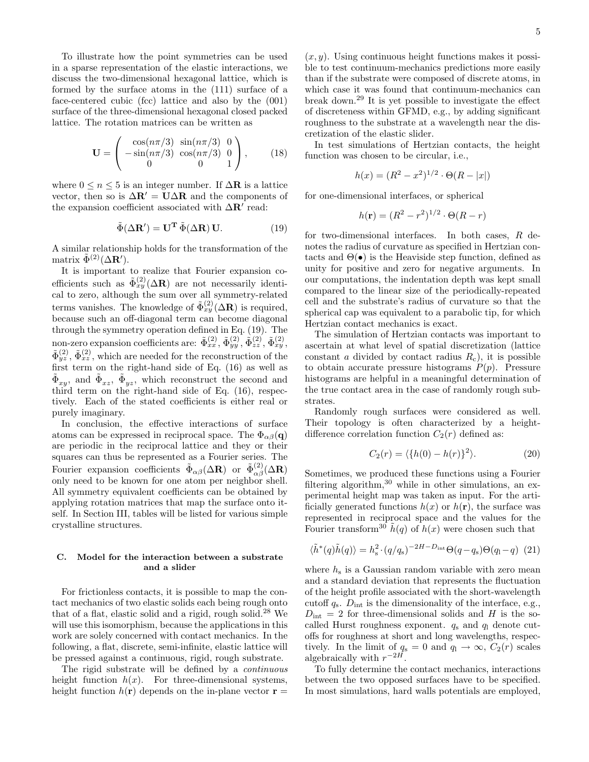To illustrate how the point symmetries can be used in a sparse representation of the elastic interactions, we discuss the two-dimensional hexagonal lattice, which is formed by the surface atoms in the (111) surface of a face-centered cubic (fcc) lattice and also by the (001) surface of the three-dimensional hexagonal closed packed lattice. The rotation matrices can be written as

$$\mathbf{U} = \begin{pmatrix} \cos(n\pi/3) & \sin(n\pi/3) & 0 \\ -\sin(n\pi/3) & \cos(n\pi/3) & 0 \\ 0 & 0 & 1 \end{pmatrix}, \qquad (18)$$

where $0 \leq n \leq 5$ is an integer number. If $\Delta\mathbf{R}$ is a lattice vector, then so is $\Delta\mathbf{R}' = \mathbf{U}\Delta\mathbf{R}$ and the components of the expansion coefficient associated with $\Delta\mathbf{R}'$ read:

$$\tilde{\Phi}(\Delta\mathbf{R}') = \mathbf{U}^{\mathbf{T}}\,\tilde{\Phi}(\Delta\mathbf{R})\,\mathbf{U}. \qquad (19)$$

A similar relationship holds for the transformation of the matrix $\tilde{\Phi}^{(2)}(\Delta\mathbf{R}')$.

It is important to realize that Fourier expansion coefficients such as $\tilde{\Phi}^{(2)}_{xy}(\Delta\mathbf{R})$ are not necessarily identical to zero, although the sum over all symmetry-related terms vanishes. The knowledge of $\tilde{\Phi}^{(2)}_{xy}(\Delta\mathbf{R})$ is required, because such an off-diagonal term can become diagonal through the symmetry operation defined in Eq. (19). The non-zero expansion coefficients are: $\tilde{\Phi}^{(2)}_{xx}$, $\tilde{\Phi}^{(2)}_{yy}$, $\tilde{\Phi}^{(2)}_{zz}$, $\tilde{\Phi}^{(2)}_{xy}$, $\tilde{\Phi}^{(2)}_{yz}$, $\tilde{\Phi}^{(2)}_{xz}$, which are needed for the reconstruction of the first term on the right-hand side of Eq. (16) as well as $\tilde{\Phi}_{xy}$, and $\tilde{\Phi}_{xz}$, $\tilde{\Phi}_{yz}$, which reconstruct the second and third term on the right-hand side of Eq. (16), respectively. Each of the stated coefficients is either real or purely imaginary.

In conclusion, the effective interactions of surface atoms can be expressed in reciprocal space. The $\Phi_{\alpha\beta}(\mathbf{q})$ are periodic in the reciprocal lattice and they or their squares can thus be represented as a Fourier series. The Fourier expansion coefficients $\tilde{\Phi}_{\alpha\beta}(\Delta\mathbf{R})$ or $\tilde{\Phi}^{(2)}_{\alpha\beta}(\Delta\mathbf{R})$ only need to be known for one atom per neighbor shell. All symmetry equivalent coefficients can be obtained by applying rotation matrices that map the surface onto itself. In Section III, tables will be listed for various simple crystalline structures.

### C. Model for the interaction between a substrate and a slider

For frictionless contacts, it is possible to map the contact mechanics of two elastic solids each being rough onto that of a flat, elastic solid and a rigid, rough solid.[28] We will use this isomorphism, because the applications in this work are solely concerned with contact mechanics. In the following, a flat, discrete, semi-infinite, elastic lattice will be pressed against a continuous, rigid, rough substrate.

The rigid substrate will be defined by a *continuous* height function $h(x)$. For three-dimensional systems, height function $h(\mathbf{r})$ depends on the in-plane vector $\mathbf{r} = (x, y)$. Using continuous height functions makes it possible to test continuum-mechanics predictions more easily than if the substrate were composed of discrete atoms, in which case it was found that continuum-mechanics can break down.[29] It is yet possible to investigate the effect of discreteness within GFMD, e.g., by adding significant roughness to the substrate at a wavelength near the discretization of the elastic slider.

In test simulations of Hertzian contacts, the height function was chosen to be circular, i.e.,

$$h(x) = (R^2 - x^2)^{1/2} \cdot \Theta(R - |x|)$$

for one-dimensional interfaces, or spherical

$$h(\mathbf{r}) = (R^2 - r^2)^{1/2} \cdot \Theta(R - r)$$

for two-dimensional interfaces. In both cases, $R$ denotes the radius of curvature as specified in Hertzian contacts and $\Theta(\bullet)$ is the Heaviside step function, defined as unity for positive and zero for negative arguments. In our computations, the indentation depth was kept small compared to the linear size of the periodically-repeated cell and the substrate's radius of curvature so that the spherical cap was equivalent to a parabolic tip, for which Hertzian contact mechanics is exact.

The simulation of Hertzian contacts was important to ascertain at what level of spatial discretization (lattice constant $a$ divided by contact radius $R_{\mathrm{c}}$), it is possible to obtain accurate pressure histograms $P(p)$. Pressure histograms are helpful in a meaningful determination of the true contact area in the case of randomly rough substrates.

Randomly rough surfaces were considered as well. Their topology is often characterized by a height-difference correlation function $C_2(r)$ defined as:

$$C_2(r) = \langle \{h(0) - h(r)\}^2 \rangle. \qquad (20)$$

Sometimes, we produced these functions using a Fourier filtering algorithm,[30] while in other simulations, an experimental height map was taken as input. For the artificially generated functions $h(x)$ or $h(\mathbf{r})$, the surface was represented in reciprocal space and the values for the Fourier transform[30] $\tilde{h}(q)$ of $h(x)$ were chosen such that

$$\langle \tilde{h}^*(q)\tilde{h}(q) \rangle = h_{\mathrm{s}}^2 \cdot (q/q_{\mathrm{s}})^{-2H - D_{\mathrm{int}}}\Theta(q - q_{\mathrm{s}})\Theta(q_{\mathrm{l}} - q) \qquad (21)$$

where $h_{\mathrm{s}}$ is a Gaussian random variable with zero mean and a standard deviation that represents the fluctuation of the height profile associated with the short-wavelength cutoff $q_{\mathrm{s}}$. $D_{\mathrm{int}}$ is the dimensionality of the interface, e.g., $D_{\mathrm{int}} = 2$ for three-dimensional solids and $H$ is the so-called Hurst roughness exponent. $q_{\mathrm{s}}$ and $q_{\mathrm{l}}$ denote cutoffs for roughness at short and long wavelengths, respectively. In the limit of $q_{\mathrm{s}} = 0$ and $q_{\mathrm{l}} \to \infty$, $C_2(r)$ scales algebraically with $r^{-2H}$.

To fully determine the contact mechanics, interactions between the two opposed surfaces have to be specified. In most simulations, hard walls potentials are employed,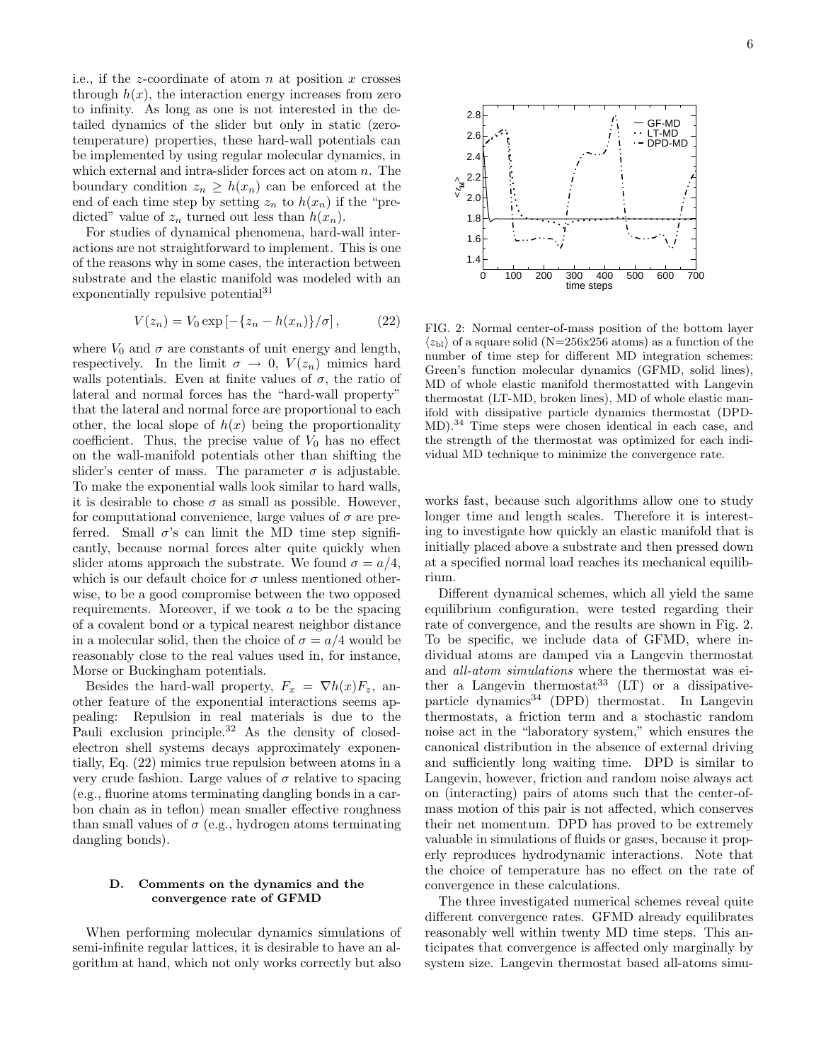i.e., if the $z$-coordinate of atom $n$ at position $x$ crosses through $h(x)$, the interaction energy increases from zero to infinity. As long as one is not interested in the detailed dynamics of the slider but only in static (zero-temperature) properties, these hard-wall potentials can be implemented by using regular molecular dynamics, in which external and intra-slider forces act on atom $n$. The boundary condition $z_n \geq h(x_n)$ can be enforced at the end of each time step by setting $z_n$ to $h(x_n)$ if the "predicted" value of $z_n$ turned out less than $h(x_n)$.

For studies of dynamical phenomena, hard-wall interactions are not straightforward to implement. This is one of the reasons why in some cases, the interaction between substrate and the elastic manifold was modeled with an exponentially repulsive potential[31]

$$V(z_n) = V_0 \exp\left[-\{z_n - h(x_n)\}/\sigma\right], \qquad (22)$$

where $V_0$ and $\sigma$ are constants of unit energy and length, respectively. In the limit $\sigma \to 0$, $V(z_n)$ mimics hard walls potentials. Even at finite values of $\sigma$, the ratio of lateral and normal forces has the "hard-wall property" that the lateral and normal force are proportional to each other, the local slope of $h(x)$ being the proportionality coefficient. Thus, the precise value of $V_0$ has no effect on the wall-manifold potentials other than shifting the slider's center of mass. The parameter $\sigma$ is adjustable. To make the exponential walls look similar to hard walls, it is desirable to chose $\sigma$ as small as possible. However, for computational convenience, large values of $\sigma$ are preferred. Small $\sigma$'s can limit the MD time step significantly, because normal forces alter quite quickly when slider atoms approach the substrate. We found $\sigma = a/4$, which is our default choice for $\sigma$ unless mentioned otherwise, to be a good compromise between the two opposed requirements. Moreover, if we took $a$ to be the spacing of a covalent bond or a typical nearest neighbor distance in a molecular solid, then the choice of $\sigma = a/4$ would be reasonably close to the real values used in, for instance, Morse or Buckingham potentials.

Besides the hard-wall property, $F_x = \nabla h(x) F_z$, another feature of the exponential interactions seems appealing: Repulsion in real materials is due to the Pauli exclusion principle.[32] As the density of closed-electron shell systems decays approximately exponentially, Eq. (22) mimics true repulsion between atoms in a very crude fashion. Large values of $\sigma$ relative to spacing (e.g., fluorine atoms terminating dangling bonds in a carbon chain as in teflon) mean smaller effective roughness than small values of $\sigma$ (e.g., hydrogen atoms terminating dangling bonds).

### D. Comments on the dynamics and the convergence rate of GFMD

When performing molecular dynamics simulations of semi-infinite regular lattices, it is desirable to have an algorithm at hand, which not only works correctly but also works fast, because such algorithms allow one to study longer time and length scales. Therefore it is interesting to investigate how quickly an elastic manifold that is initially placed above a substrate and then pressed down at a specified normal load reaches its mechanical equilibrium.

FIG. 2: Normal center-of-mass position of the bottom layer $\langle z_{\rm bl}\rangle$ of a square solid (N=256x256 atoms) as a function of the number of time step for different MD integration schemes: Green's function molecular dynamics (GFMD, solid lines), MD of whole elastic manifold thermostatted with Langevin thermostat (LT-MD, broken lines), MD of whole elastic manifold with dissipative particle dynamics thermostat (DPD-MD).[34] Time steps were chosen identical in each case, and the strength of the thermostat was optimized for each individual MD technique to minimize the convergence rate.

Different dynamical schemes, which all yield the same equilibrium configuration, were tested regarding their rate of convergence, and the results are shown in Fig. 2. To be specific, we include data of GFMD, where individual atoms are damped via a Langevin thermostat and *all-atom simulations* where the thermostat was either a Langevin thermostat[33] (LT) or a dissipative-particle dynamics[34] (DPD) thermostat. In Langevin thermostats, a friction term and a stochastic random noise act in the "laboratory system," which ensures the canonical distribution in the absence of external driving and sufficiently long waiting time. DPD is similar to Langevin, however, friction and random noise always act on (interacting) pairs of atoms such that the center-of-mass motion of this pair is not affected, which conserves their net momentum. DPD has proved to be extremely valuable in simulations of fluids or gases, because it properly reproduces hydrodynamic interactions. Note that the choice of temperature has no effect on the rate of convergence in these calculations.

The three investigated numerical schemes reveal quite different convergence rates. GFMD already equilibrates reasonably well within twenty MD time steps. This anticipates that convergence is affected only marginally by system size. Langevin thermostat based all-atoms simu-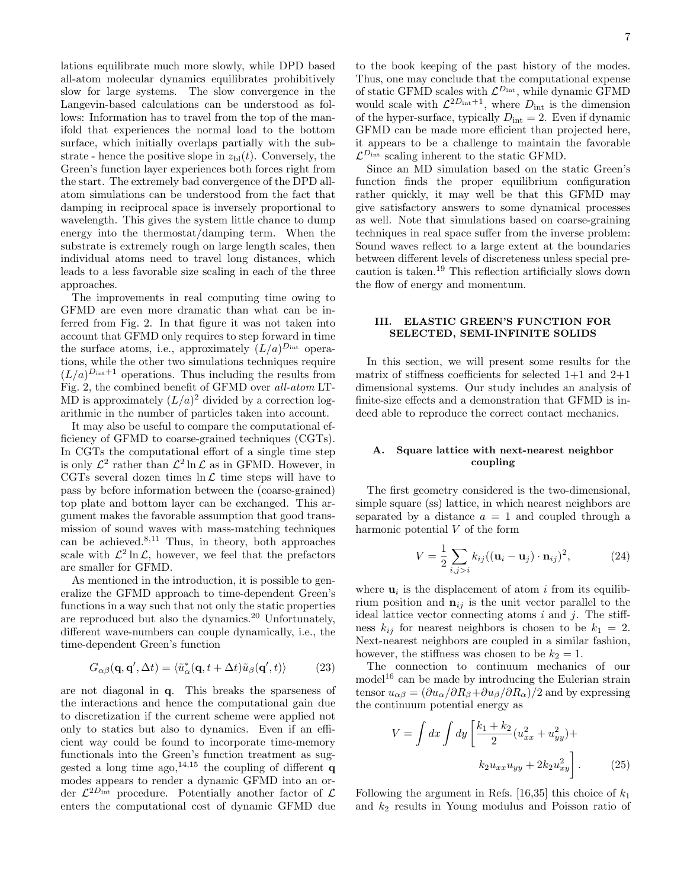lations equilibrate much more slowly, while DPD based all-atom molecular dynamics equilibrates prohibitively slow for large systems. The slow convergence in the Langevin-based calculations can be understood as follows: Information has to travel from the top of the manifold that experiences the normal load to the bottom surface, which initially overlaps partially with the substrate - hence the positive slope in $z_{\rm bl}(t)$. Conversely, the Green's function layer experiences both forces right from the start. The extremely bad convergence of the DPD all-atom simulations can be understood from the fact that damping in reciprocal space is inversely proportional to wavelength. This gives the system little chance to dump energy into the thermostat/damping term. When the substrate is extremely rough on large length scales, then individual atoms need to travel long distances, which leads to a less favorable size scaling in each of the three approaches.

The improvements in real computing time owing to GFMD are even more dramatic than what can be inferred from Fig. 2. In that figure it was not taken into account that GFMD only requires to step forward in time the surface atoms, i.e., approximately $(L/a)^{D_{\rm int}}$ operations, while the other two simulations techniques require $(L/a)^{D_{\rm int}+1}$ operations. Thus including the results from Fig. 2, the combined benefit of GFMD over *all-atom* LT-MD is approximately $(L/a)^2$ divided by a correction logarithmic in the number of particles taken into account.

It may also be useful to compare the computational efficiency of GFMD to coarse-grained techniques (CGTs). In CGTs the computational effort of a single time step is only $\mathcal{L}^2$ rather than $\mathcal{L}^2 \ln \mathcal{L}$ as in GFMD. However, in CGTs several dozen times $\ln \mathcal{L}$ time steps will have to pass by before information between the (coarse-grained) top plate and bottom layer can be exchanged. This argument makes the favorable assumption that good transmission of sound waves with mass-matching techniques can be achieved.[8,11] Thus, in theory, both approaches scale with $\mathcal{L}^2 \ln \mathcal{L}$, however, we feel that the prefactors are smaller for GFMD.

As mentioned in the introduction, it is possible to generalize the GFMD approach to time-dependent Green's functions in a way such that not only the static properties are reproduced but also the dynamics.[20] Unfortunately, different wave-numbers can couple dynamically, i.e., the time-dependent Green's function

$$G_{\alpha\beta}(\mathbf{q}, \mathbf{q}', \Delta t) = \langle \tilde{u}^*_\alpha(\mathbf{q}, t+\Delta t)\tilde{u}_\beta(\mathbf{q}', t)\rangle \qquad (23)$$

are not diagonal in $\mathbf{q}$. This breaks the sparseness of the interactions and hence the computational gain due to discretization if the current scheme were applied not only to statics but also to dynamics. Even if an efficient way could be found to incorporate time-memory functionals into the Green's function treatment as suggested a long time ago,[14,15] the coupling of different $\mathbf{q}$ modes appears to render a dynamic GFMD into an order $\mathcal{L}^{2D_{\rm int}}$ procedure. Potentially another factor of $\mathcal{L}$ enters the computational cost of dynamic GFMD due to the book keeping of the past history of the modes. Thus, one may conclude that the computational expense of static GFMD scales with $\mathcal{L}^{D_{\rm int}}$, while dynamic GFMD would scale with $\mathcal{L}^{2D_{\rm int}+1}$, where $D_{\rm int}$ is the dimension of the hyper-surface, typically $D_{\rm int} = 2$. Even if dynamic GFMD can be made more efficient than projected here, it appears to be a challenge to maintain the favorable $\mathcal{L}^{D_{\rm int}}$ scaling inherent to the static GFMD.

Since an MD simulation based on the static Green's function finds the proper equilibrium configuration rather quickly, it may well be that this GFMD may give satisfactory answers to some dynamical processes as well. Note that simulations based on coarse-graining techniques in real space suffer from the inverse problem: Sound waves reflect to a large extent at the boundaries between different levels of discreteness unless special precaution is taken.[19] This reflection artificially slows down the flow of energy and momentum.

## III. ELASTIC GREEN'S FUNCTION FOR SELECTED, SEMI-INFINITE SOLIDS

In this section, we will present some results for the matrix of stiffness coefficients for selected 1+1 and 2+1 dimensional systems. Our study includes an analysis of finite-size effects and a demonstration that GFMD is indeed able to reproduce the correct contact mechanics.

### A. Square lattice with next-nearest neighbor coupling

The first geometry considered is the two-dimensional, simple square (ss) lattice, in which nearest neighbors are separated by a distance $a = 1$ and coupled through a harmonic potential $V$ of the form

$$V = \frac{1}{2}\sum_{i,j>i} k_{ij}((\mathbf{u}_i - \mathbf{u}_j)\cdot \mathbf{n}_{ij})^2, \qquad (24)$$

where $\mathbf{u}_i$ is the displacement of atom $i$ from its equilibrium position and $\mathbf{n}_{ij}$ is the unit vector parallel to the ideal lattice vector connecting atoms $i$ and $j$. The stiffness $k_{ij}$ for nearest neighbors is chosen to be $k_1 = 2$. Next-nearest neighbors are coupled in a similar fashion, however, the stiffness was chosen to be $k_2 = 1$.

The connection to continuum mechanics of our model[16] can be made by introducing the Eulerian strain tensor $u_{\alpha\beta} = (\partial u_\alpha/\partial R_\beta + \partial u_\beta/\partial R_\alpha)/2$ and by expressing the continuum potential energy as

$$V = \int dx \int dy \left[\frac{k_1+k_2}{2}(u_{xx}^2 + u_{yy}^2) + k_2 u_{xx}u_{yy} + 2k_2 u_{xy}^2\right]. \qquad (25)$$

Following the argument in Refs. [16,35] this choice of $k_1$ and $k_2$ results in Young modulus and Poisson ratio of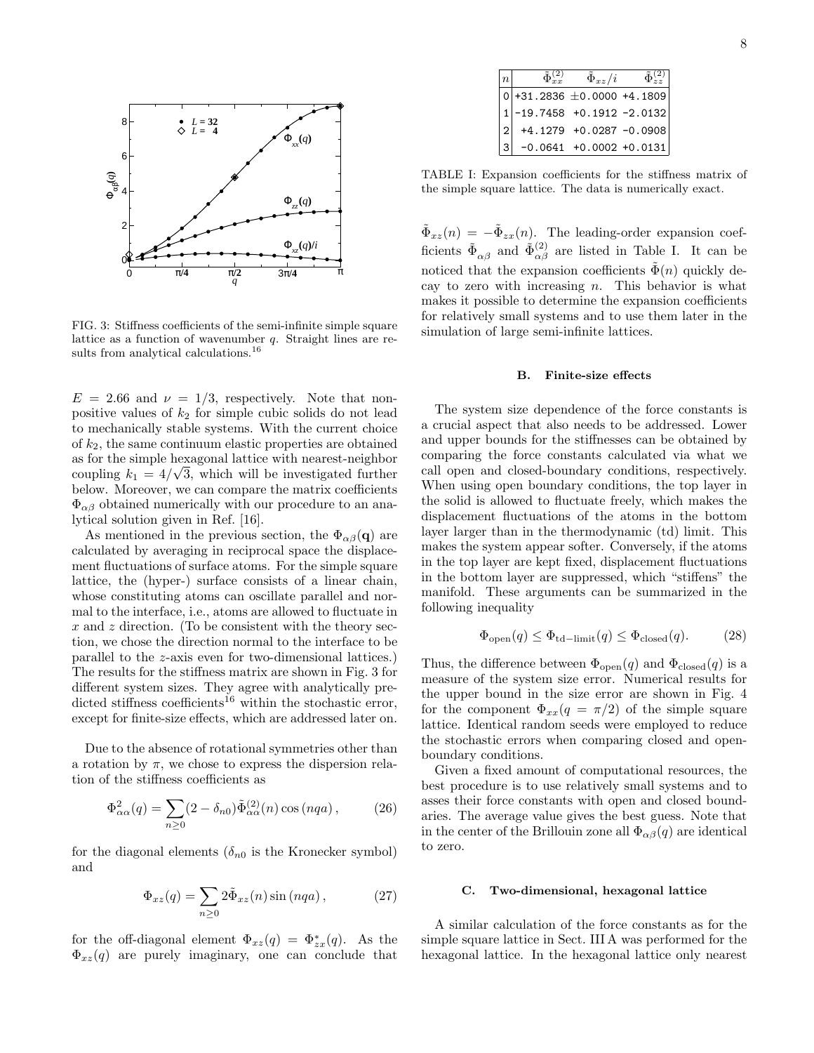FIG. 3: Stiffness coefficients of the semi-infinite simple square lattice as a function of wavenumber $q$. Straight lines are results from analytical calculations.[16]

$E = 2.66$ and $\nu = 1/3$, respectively. Note that non-positive values of $k_2$ for simple cubic solids do not lead to mechanically stable systems. With the current choice of $k_2$, the same continuum elastic properties are obtained as for the simple hexagonal lattice with nearest-neighbor coupling $k_1 = 4/\sqrt{3}$, which will be investigated further below. Moreover, we can compare the matrix coefficients $\Phi_{\alpha\beta}$ obtained numerically with our procedure to an analytical solution given in Ref. [16].

As mentioned in the previous section, the $\Phi_{\alpha\beta}(\mathbf{q})$ are calculated by averaging in reciprocal space the displacement fluctuations of surface atoms. For the simple square lattice, the (hyper-) surface consists of a linear chain, whose constituting atoms can oscillate parallel and normal to the interface, i.e., atoms are allowed to fluctuate in $x$ and $z$ direction. (To be consistent with the theory section, we chose the direction normal to the interface to be parallel to the $z$-axis even for two-dimensional lattices.) The results for the stiffness matrix are shown in Fig. 3 for different system sizes. They agree with analytically predicted stiffness coefficients[16] within the stochastic error, except for finite-size effects, which are addressed later on.

Due to the absence of rotational symmetries other than a rotation by $\pi$, we chose to express the dispersion relation of the stiffness coefficients as

$$\Phi^{2}_{\alpha\alpha}(q) = \sum_{n\geq 0} (2 - \delta_{n0}) \tilde{\Phi}^{(2)}_{\alpha\alpha}(n) \cos(nqa), \qquad (26)$$

for the diagonal elements ($\delta_{n0}$ is the Kronecker symbol) and

$$\Phi_{xz}(q) = \sum_{n\geq 0} 2\tilde{\Phi}_{xz}(n) \sin(nqa), \qquad (27)$$

for the off-diagonal element $\Phi_{xz}(q) = \Phi^{*}_{zx}(q)$. As the $\Phi_{xz}(q)$ are purely imaginary, one can conclude that $\tilde{\Phi}_{xz}(n) = -\tilde{\Phi}_{zx}(n)$. The leading-order expansion coefficients $\tilde{\Phi}_{\alpha\beta}$ and $\tilde{\Phi}^{(2)}_{\alpha\beta}$ are listed in Table I. It can be noticed that the expansion coefficients $\tilde{\Phi}(n)$ quickly decay to zero with increasing $n$. This behavior is what makes it possible to determine the expansion coefficients for relatively small systems and to use them later in the simulation of large semi-infinite lattices.

| $n$ | $\tilde{\Phi}^{(2)}_{xx}$ | $\tilde{\Phi}_{xz}/i$ | $\tilde{\Phi}^{(2)}_{zz}$ |
|---|---|---|---|
| 0 | +31.2836 | ±0.0000 | +4.1809 |
| 1 | -19.7458 | +0.1912 | -2.0132 |
| 2 | +4.1279 | +0.0287 | -0.0908 |
| 3 | -0.0641 | +0.0002 | +0.0131 |

TABLE I: Expansion coefficients for the stiffness matrix of the simple square lattice. The data is numerically exact.

### B. Finite-size effects

The system size dependence of the force constants is a crucial aspect that also needs to be addressed. Lower and upper bounds for the stiffnesses can be obtained by comparing the force constants calculated via what we call open and closed-boundary conditions, respectively. When using open boundary conditions, the top layer in the solid is allowed to fluctuate freely, which makes the displacement fluctuations of the atoms in the bottom layer larger than in the thermodynamic (td) limit. This makes the system appear softer. Conversely, if the atoms in the top layer are kept fixed, displacement fluctuations in the bottom layer are suppressed, which "stiffens" the manifold. These arguments can be summarized in the following inequality

$$\Phi_{\text{open}}(q) \leq \Phi_{\text{td-limit}}(q) \leq \Phi_{\text{closed}}(q). \qquad (28)$$

Thus, the difference between $\Phi_{\text{open}}(q)$ and $\Phi_{\text{closed}}(q)$ is a measure of the system size error. Numerical results for the upper bound in the size error are shown in Fig. 4 for the component $\Phi_{xx}(q = \pi/2)$ of the simple square lattice. Identical random seeds were employed to reduce the stochastic errors when comparing closed and open-boundary conditions.

Given a fixed amount of computational resources, the best procedure is to use relatively small systems and to asses their force constants with open and closed boundaries. The average value gives the best guess. Note that in the center of the Brillouin zone all $\Phi_{\alpha\beta}(q)$ are identical to zero.

### C. Two-dimensional, hexagonal lattice

A similar calculation of the force constants as for the simple square lattice in Sect. III A was performed for the hexagonal lattice. In the hexagonal lattice only nearest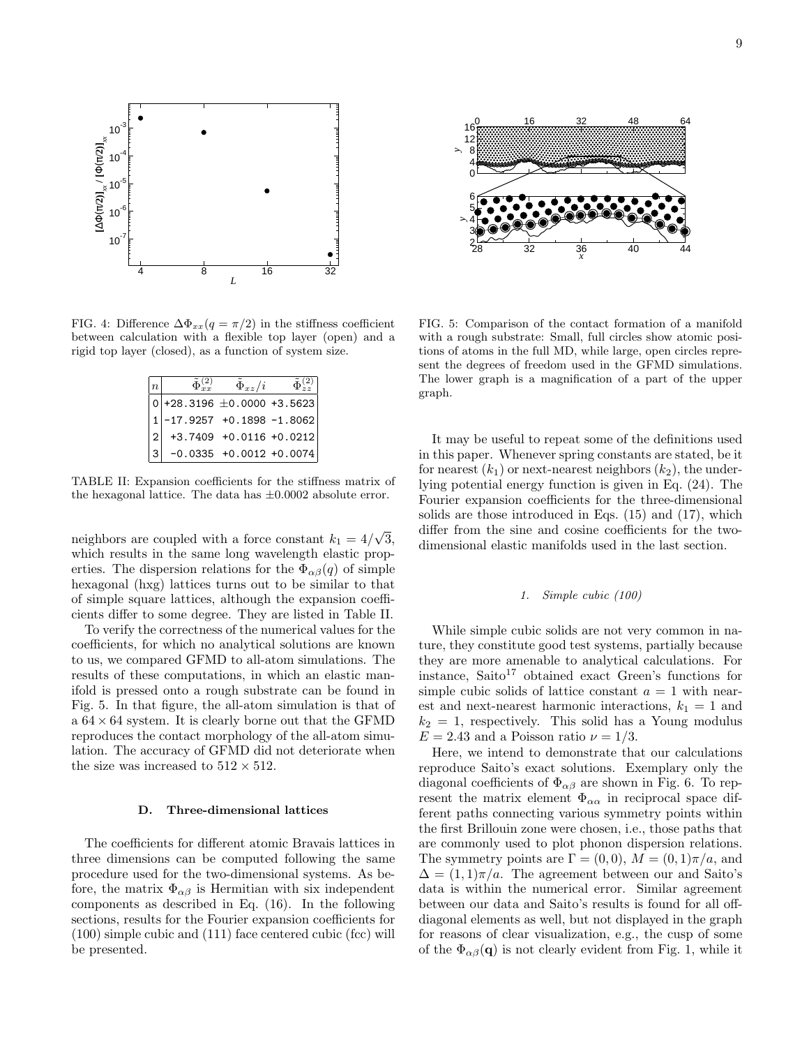FIG. 4: Difference $\Delta\Phi_{xx}(q = \pi/2)$ in the stiffness coefficient between calculation with a flexible top layer (open) and a rigid top layer (closed), as a function of system size.

| $n$ | $\tilde{\Phi}_{xx}^{(2)}$ | $\tilde{\Phi}_{xz}/i$ | $\tilde{\Phi}_{zz}^{(2)}$ |
|---|---|---|---|
| 0 | +28.3196 | ±0.0000 | +3.5623 |
| 1 | -17.9257 | +0.1898 | -1.8062 |
| 2 | +3.7409 | +0.0116 | +0.0212 |
| 3 | -0.0335 | +0.0012 | +0.0074 |

TABLE II: Expansion coefficients for the stiffness matrix of the hexagonal lattice. The data has ±0.0002 absolute error.

neighbors are coupled with a force constant $k_1 = 4/\sqrt{3}$, which results in the same long wavelength elastic properties. The dispersion relations for the $\Phi_{\alpha\beta}(q)$ of simple hexagonal (hxg) lattices turns out to be similar to that of simple square lattices, although the expansion coefficients differ to some degree. They are listed in Table II.

To verify the correctness of the numerical values for the coefficients, for which no analytical solutions are known to us, we compared GFMD to all-atom simulations. The results of these computations, in which an elastic manifold is pressed onto a rough substrate can be found in Fig. 5. In that figure, the all-atom simulation is that of a $64 \times 64$ system. It is clearly borne out that the GFMD reproduces the contact morphology of the all-atom simulation. The accuracy of GFMD did not deteriorate when the size was increased to $512 \times 512$.

### D. Three-dimensional lattices

The coefficients for different atomic Bravais lattices in three dimensions can be computed following the same procedure used for the two-dimensional systems. As before, the matrix $\Phi_{\alpha\beta}$ is Hermitian with six independent components as described in Eq. (16). In the following sections, results for the Fourier expansion coefficients for (100) simple cubic and (111) face centered cubic (fcc) will be presented.

FIG. 5: Comparison of the contact formation of a manifold with a rough substrate: Small, full circles show atomic positions of atoms in the full MD, while large, open circles represent the degrees of freedom used in the GFMD simulations. The lower graph is a magnification of a part of the upper graph.

It may be useful to repeat some of the definitions used in this paper. Whenever spring constants are stated, be it for nearest ($k_1$) or next-nearest neighbors ($k_2$), the underlying potential energy function is given in Eq. (24). The Fourier expansion coefficients for the three-dimensional solids are those introduced in Eqs. (15) and (17), which differ from the sine and cosine coefficients for the two-dimensional elastic manifolds used in the last section.

#### 1. *Simple cubic (100)*

While simple cubic solids are not very common in nature, they constitute good test systems, partially because they are more amenable to analytical calculations. For instance, Saito[17] obtained exact Green's functions for simple cubic solids of lattice constant $a = 1$ with nearest and next-nearest harmonic interactions, $k_1 = 1$ and $k_2 = 1$, respectively. This solid has a Young modulus $E = 2.43$ and a Poisson ratio $\nu = 1/3$.

Here, we intend to demonstrate that our calculations reproduce Saito's exact solutions. Exemplary only the diagonal coefficients of $\Phi_{\alpha\beta}$ are shown in Fig. 6. To represent the matrix element $\Phi_{\alpha\alpha}$ in reciprocal space different paths connecting various symmetry points within the first Brillouin zone were chosen, i.e., those paths that are commonly used to plot phonon dispersion relations. The symmetry points are $\Gamma = (0, 0)$, $M = (0, 1)\pi/a$, and $\Delta = (1, 1)\pi/a$. The agreement between our and Saito's data is within the numerical error. Similar agreement between our data and Saito's results is found for all off-diagonal elements as well, but not displayed in the graph for reasons of clear visualization, e.g., the cusp of some of the $\Phi_{\alpha\beta}(\mathbf{q})$ is not clearly evident from Fig. 1, while it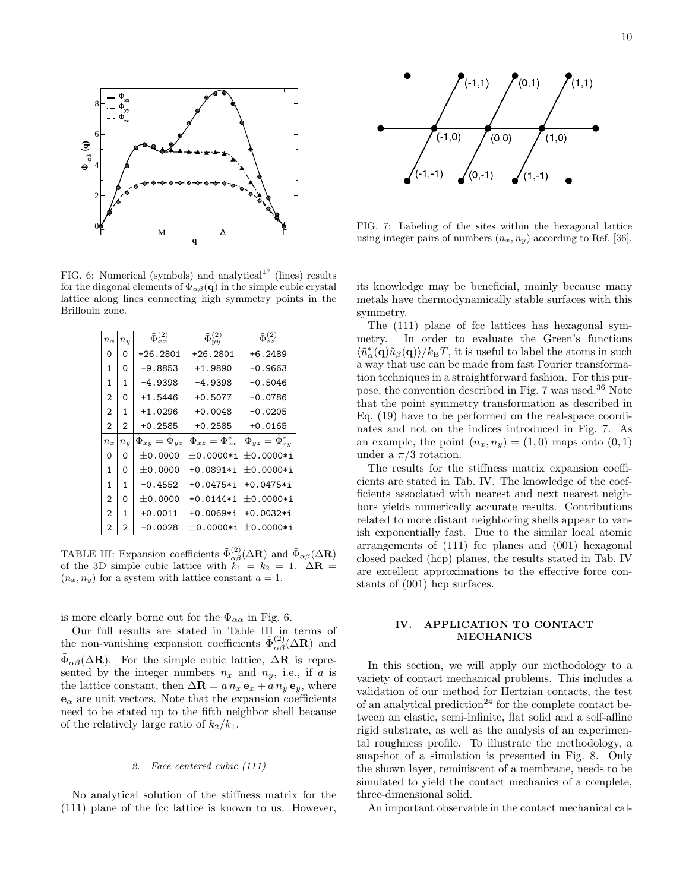FIG. 6: Numerical (symbols) and analytical[17] (lines) results for the diagonal elements of $\Phi_{\alpha\beta}(\mathbf{q})$ in the simple cubic crystal lattice along lines connecting high symmetry points in the Brillouin zone.

| $n_x$ | $n_y$ | $\tilde{\Phi}^{(2)}_{xx}$ | $\tilde{\Phi}^{(2)}_{yy}$ | $\tilde{\Phi}^{(2)}_{zz}$ |
|---|---|---|---|---|
| 0 | 0 | +26.2801 | +26.2801 | +6.2489 |
| 1 | 0 | -9.8853 | +1.9890 | -0.9663 |
| 1 | 1 | -4.9398 | -4.9398 | -0.5046 |
| 2 | 0 | +1.5446 | +0.5077 | -0.0786 |
| 2 | 1 | +1.0296 | +0.0048 | -0.0205 |
| 2 | 2 | +0.2585 | +0.2585 | +0.0165 |
| $n_x$ | $n_y$ | $\tilde{\Phi}_{xy} = \tilde{\Phi}_{yx}$ | $\tilde{\Phi}_{xz} = \tilde{\Phi}^*_{zx}$ | $\tilde{\Phi}_{yz} = \tilde{\Phi}^*_{zy}$ |
| 0 | 0 | ±0.0000 | ±0.0000*i | ±0.0000*i |
| 1 | 0 | ±0.0000 | +0.0891*i | ±0.0000*i |
| 1 | 1 | -0.4552 | +0.0475*i | +0.0475*i |
| 2 | 0 | ±0.0000 | +0.0144*i | ±0.0000*i |
| 2 | 1 | +0.0011 | +0.0069*i | +0.0032*i |
| 2 | 2 | -0.0028 | ±0.0000*i | ±0.0000*i |

TABLE III: Expansion coefficients $\tilde{\Phi}^{(2)}_{\alpha\beta}(\Delta\mathbf{R})$ and $\tilde{\Phi}_{\alpha\beta}(\Delta\mathbf{R})$ of the 3D simple cubic lattice with $k_1 = k_2 = 1$. $\Delta\mathbf{R} = (n_x, n_y)$ for a system with lattice constant $a = 1$.

is more clearly borne out for the $\Phi_{\alpha\alpha}$ in Fig. 6.

Our full results are stated in Table III in terms of the non-vanishing expansion coefficients $\tilde{\Phi}^{(2)}_{\alpha\beta}(\Delta\mathbf{R})$ and $\tilde{\Phi}_{\alpha\beta}(\Delta\mathbf{R})$. For the simple cubic lattice, $\Delta\mathbf{R}$ is represented by the integer numbers $n_x$ and $n_y$, i.e., if $a$ is the lattice constant, then $\Delta\mathbf{R} = a\, n_x\, \mathbf{e}_x + a\, n_y\, \mathbf{e}_y$, where $\mathbf{e}_\alpha$ are unit vectors. Note that the expansion coefficients need to be stated up to the fifth neighbor shell because of the relatively large ratio of $k_2/k_1$.

#### 2. Face centered cubic (111)

No analytical solution of the stiffness matrix for the (111) plane of the fcc lattice is known to us. However, its knowledge may be beneficial, mainly because many metals have thermodynamically stable surfaces with this symmetry.

FIG. 7: Labeling of the sites within the hexagonal lattice using integer pairs of numbers $(n_x, n_y)$ according to Ref. [36].

The (111) plane of fcc lattices has hexagonal symmetry. In order to evaluate the Green's functions $\langle \tilde{u}^*_\alpha(\mathbf{q}) \tilde{u}_\beta(\mathbf{q})\rangle / k_\mathrm{B}T$, it is useful to label the atoms in such a way that use can be made from fast Fourier transformation techniques in a straightforward fashion. For this purpose, the convention described in Fig. 7 was used.[36] Note that the point symmetry transformation as described in Eq. (19) have to be performed on the real-space coordinates and not on the indices introduced in Fig. 7. As an example, the point $(n_x, n_y) = (1, 0)$ maps onto $(0, 1)$ under a $\pi/3$ rotation.

The results for the stiffness matrix expansion coefficients are stated in Tab. IV. The knowledge of the coefficients associated with nearest and next nearest neighbors yields numerically accurate results. Contributions related to more distant neighboring shells appear to vanish exponentially fast. Due to the similar local atomic arrangements of (111) fcc planes and (001) hexagonal closed packed (hcp) planes, the results stated in Tab. IV are excellent approximations to the effective force constants of (001) hcp surfaces.

## IV. APPLICATION TO CONTACT MECHANICS

In this section, we will apply our methodology to a variety of contact mechanical problems. This includes a validation of our method for Hertzian contacts, the test of an analytical prediction[24] for the complete contact between an elastic, semi-infinite, flat solid and a self-affine rigid substrate, as well as the analysis of an experimental roughness profile. To illustrate the methodology, a snapshot of a simulation is presented in Fig. 8. Only the shown layer, reminiscent of a membrane, needs to be simulated to yield the contact mechanics of a complete, three-dimensional solid.

An important observable in the contact mechanical cal-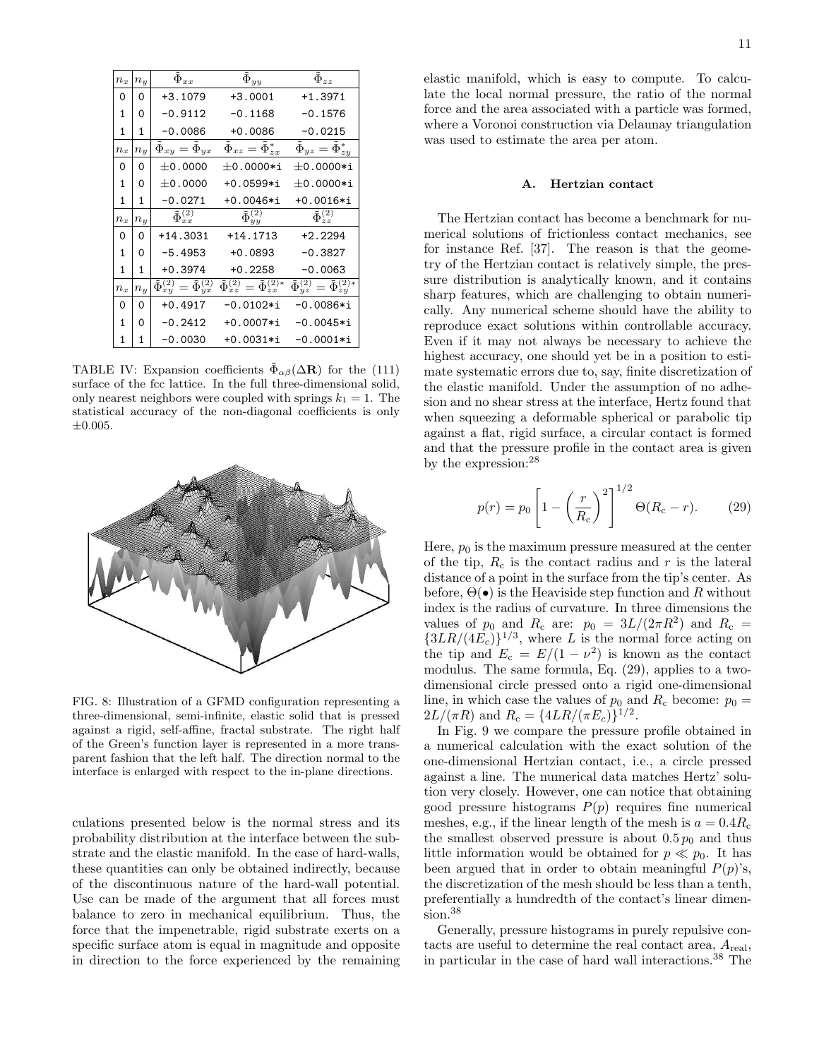| $n_x$ | $n_y$ | $\tilde{\Phi}_{xx}$ | $\tilde{\Phi}_{yy}$ | $\tilde{\Phi}_{zz}$ |
|---|---|---|---|---|
| 0 | 0 | +3.1079 | +3.0001 | +1.3971 |
| 1 | 0 | −0.9112 | −0.1168 | −0.1576 |
| 1 | 1 | −0.0086 | +0.0086 | −0.0215 |
| $n_x$ | $n_y$ | $\tilde{\Phi}_{xy} = \tilde{\Phi}_{yx}$ | $\tilde{\Phi}_{xz} = \tilde{\Phi}^*_{zx}$ | $\tilde{\Phi}_{yz} = \tilde{\Phi}^*_{zy}$ |
| 0 | 0 | ±0.0000 | ±0.0000*i | ±0.0000*i |
| 1 | 0 | ±0.0000 | +0.0599*i | ±0.0000*i |
| 1 | 1 | −0.0271 | +0.0046*i | +0.0016*i |
| $n_x$ | $n_y$ | $\tilde{\Phi}^{(2)}_{xx}$ | $\tilde{\Phi}^{(2)}_{yy}$ | $\tilde{\Phi}^{(2)}_{zz}$ |
| 0 | 0 | +14.3031 | +14.1713 | +2.2294 |
| 1 | 0 | −5.4953 | +0.0893 | −0.3827 |
| 1 | 1 | +0.3974 | +0.2258 | −0.0063 |
| $n_x$ | $n_y$ | $\tilde{\Phi}^{(2)}_{xy} = \tilde{\Phi}^{(2)}_{yx}$ | $\tilde{\Phi}^{(2)}_{xz} = \tilde{\Phi}^{(2)*}_{zx}$ | $\tilde{\Phi}^{(2)}_{yz} = \tilde{\Phi}^{(2)*}_{zy}$ |
| 0 | 0 | +0.4917 | −0.0102*i | −0.0086*i |
| 1 | 0 | −0.2412 | +0.0007*i | −0.0045*i |
| 1 | 1 | −0.0030 | +0.0031*i | −0.0001*i |

TABLE IV: Expansion coefficients $\tilde{\Phi}_{\alpha\beta}(\Delta\mathbf{R})$ for the (111) surface of the fcc lattice. In the full three-dimensional solid, only nearest neighbors were coupled with springs $k_1 = 1$. The statistical accuracy of the non-diagonal coefficients is only $\pm 0.005$.

FIG. 8: Illustration of a GFMD configuration representing a three-dimensional, semi-infinite, elastic solid that is pressed against a rigid, self-affine, fractal substrate. The right half of the Green's function layer is represented in a more transparent fashion that the left half. The direction normal to the interface is enlarged with respect to the in-plane directions.

culations presented below is the normal stress and its probability distribution at the interface between the substrate and the elastic manifold. In the case of hard-walls, these quantities can only be obtained indirectly, because of the discontinuous nature of the hard-wall potential. Use can be made of the argument that all forces must balance to zero in mechanical equilibrium. Thus, the force that the impenetrable, rigid substrate exerts on a specific surface atom is equal in magnitude and opposite in direction to the force experienced by the remaining elastic manifold, which is easy to compute. To calculate the local normal pressure, the ratio of the normal force and the area associated with a particle was formed, where a Voronoi construction via Delaunay triangulation was used to estimate the area per atom.

### A. Hertzian contact

The Hertzian contact has become a benchmark for numerical solutions of frictionless contact mechanics, see for instance Ref. [37]. The reason is that the geometry of the Hertzian contact is relatively simple, the pressure distribution is analytically known, and it contains sharp features, which are challenging to obtain numerically. Any numerical scheme should have the ability to reproduce exact solutions within controllable accuracy. Even if it may not always be necessary to achieve the highest accuracy, one should yet be in a position to estimate systematic errors due to, say, finite discretization of the elastic manifold. Under the assumption of no adhesion and no shear stress at the interface, Hertz found that when squeezing a deformable spherical or parabolic tip against a flat, rigid surface, a circular contact is formed and that the pressure profile in the contact area is given by the expression:[28]

$$p(r) = p_0 \left[ 1 - \left( \frac{r}{R_{\rm c}} \right)^2 \right]^{1/2} \Theta(R_{\rm c} - r). \tag{29}$$

Here, $p_0$ is the maximum pressure measured at the center of the tip, $R_{\rm c}$ is the contact radius and $r$ is the lateral distance of a point in the surface from the tip's center. As before, $\Theta(\bullet)$ is the Heaviside step function and $R$ without index is the radius of curvature. In three dimensions the values of $p_0$ and $R_{\rm c}$ are: $p_0 = 3L/(2\pi R^2)$ and $R_{\rm c} = \{3LR/(4E_{\rm c})\}^{1/3}$, where $L$ is the normal force acting on the tip and $E_{\rm c} = E/(1-\nu^2)$ is known as the contact modulus. The same formula, Eq. (29), applies to a two-dimensional circle pressed onto a rigid one-dimensional line, in which case the values of $p_0$ and $R_{\rm c}$ become: $p_0 = 2L/(\pi R)$ and $R_{\rm c} = \{4LR/(\pi E_{\rm c})\}^{1/2}$.

In Fig. 9 we compare the pressure profile obtained in a numerical calculation with the exact solution of the one-dimensional Hertzian contact, i.e., a circle pressed against a line. The numerical data matches Hertz' solution very closely. However, one can notice that obtaining good pressure histograms $P(p)$ requires fine numerical meshes, e.g., if the linear length of the mesh is $a = 0.4R_{\rm c}$ the smallest observed pressure is about $0.5\,p_0$ and thus little information would be obtained for $p \ll p_0$. It has been argued that in order to obtain meaningful $P(p)$'s, the discretization of the mesh should be less than a tenth, preferentially a hundredth of the contact's linear dimension.[38]

Generally, pressure histograms in purely repulsive contacts are useful to determine the real contact area, $A_{\rm real}$, in particular in the case of hard wall interactions.[38] The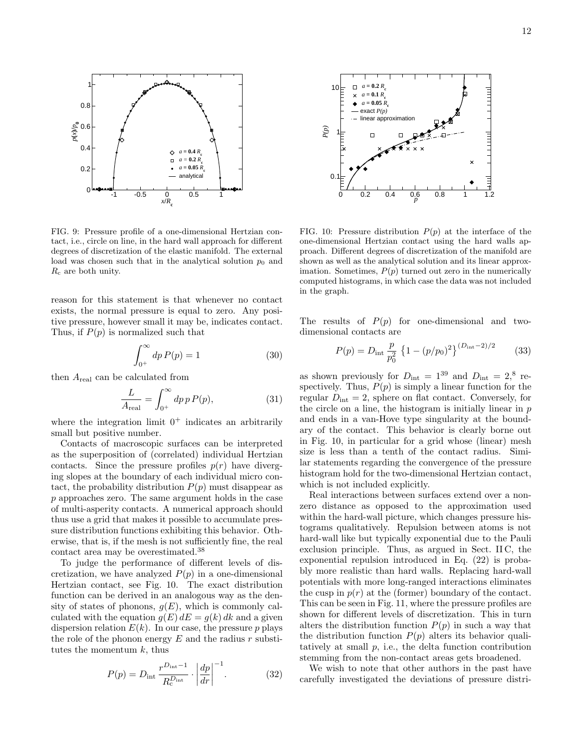FIG. 9: Pressure profile of a one-dimensional Hertzian contact, i.e., circle on line, in the hard wall approach for different degrees of discretization of the elastic manifold. The external load was chosen such that in the analytical solution $p_0$ and $R_c$ are both unity.

FIG. 10: Pressure distribution $P(p)$ at the interface of the one-dimensional Hertzian contact using the hard walls approach. Different degrees of discretization of the manifold are shown as well as the analytical solution and its linear approximation. Sometimes, $P(p)$ turned out zero in the numerically computed histograms, in which case the data was not included in the graph.

reason for this statement is that whenever no contact exists, the normal pressure is equal to zero. Any positive pressure, however small it may be, indicates contact. Thus, if $P(p)$ is normalized such that

$$\int_{0^+}^{\infty} dp\, P(p) = 1 \tag{30}$$

then $A_{\rm real}$ can be calculated from

$$\frac{L}{A_{\rm real}} = \int_{0^+}^{\infty} dp\, p\, P(p), \tag{31}$$

where the integration limit $0^+$ indicates an arbitrarily small but positive number.

Contacts of macroscopic surfaces can be interpreted as the superposition of (correlated) individual Hertzian contacts. Since the pressure profiles $p(r)$ have diverging slopes at the boundary of each individual micro contact, the probability distribution $P(p)$ must disappear as $p$ approaches zero. The same argument holds in the case of multi-asperity contacts. A numerical approach should thus use a grid that makes it possible to accumulate pressure distribution functions exhibiting this behavior. Otherwise, that is, if the mesh is not sufficiently fine, the real contact area may be overestimated.[38]

To judge the performance of different levels of discretization, we have analyzed $P(p)$ in a one-dimensional Hertzian contact, see Fig. 10. The exact distribution function can be derived in an analogous way as the density of states of phonons, $g(E)$, which is commonly calculated with the equation $g(E)\, dE = g(k)\, dk$ and a given dispersion relation $E(k)$. In our case, the pressure $p$ plays the role of the phonon energy $E$ and the radius $r$ substitutes the momentum $k$, thus

$$P(p) = D_{\rm int}\, \frac{r^{D_{\rm int}-1}}{R_{\rm c}^{D_{\rm int}}} \cdot \left| \frac{dp}{dr} \right|^{-1}. \tag{32}$$

The results of $P(p)$ for one-dimensional and two-dimensional contacts are

$$P(p) = D_{\rm int}\, \frac{p}{p_0^2} \left\{ 1 - (p/p_0)^2 \right\}^{(D_{\rm int}-2)/2} \tag{33}$$

as shown previously for $D_{\rm int} = 1$[39] and $D_{\rm int} = 2$,[8] respectively. Thus, $P(p)$ is simply a linear function for the regular $D_{\rm int} = 2$, sphere on flat contact. Conversely, for the circle on a line, the histogram is initially linear in $p$ and ends in a van-Hove type singularity at the boundary of the contact. This behavior is clearly borne out in Fig. 10, in particular for a grid whose (linear) mesh size is less than a tenth of the contact radius. Similar statements regarding the convergence of the pressure histogram hold for the two-dimensional Hertzian contact, which is not included explicitly.

Real interactions between surfaces extend over a nonzero distance as opposed to the approximation used within the hard-wall picture, which changes pressure histograms qualitatively. Repulsion between atoms is not hard-wall like but typically exponential due to the Pauli exclusion principle. Thus, as argued in Sect. II C, the exponential repulsion introduced in Eq. (22) is probably more realistic than hard walls. Replacing hard-wall potentials with more long-ranged interactions eliminates the cusp in $p(r)$ at the (former) boundary of the contact. This can be seen in Fig. 11, where the pressure profiles are shown for different levels of discretization. This in turn alters the distribution function $P(p)$ in such a way that the distribution function $P(p)$ alters its behavior qualitatively at small $p$, i.e., the delta function contribution stemming from the non-contact areas gets broadened.

We wish to note that other authors in the past have carefully investigated the deviations of pressure distri-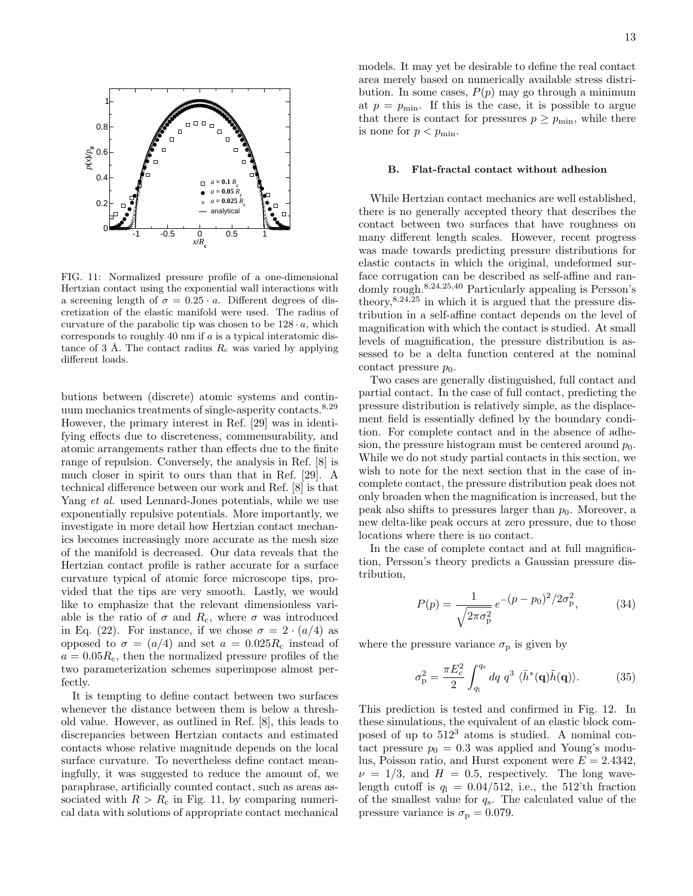FIG. 11: Normalized pressure profile of a one-dimensional Hertzian contact using the exponential wall interactions with a screening length of $\sigma = 0.25 \cdot a$. Different degrees of discretization of the elastic manifold were used. The radius of curvature of the parabolic tip was chosen to be $128 \cdot a$, which corresponds to roughly 40 nm if $a$ is a typical interatomic distance of 3 Å. The contact radius $R_c$ was varied by applying different loads.

butions between (discrete) atomic systems and continuum mechanics treatments of single-asperity contacts.[8,29] However, the primary interest in Ref. [29] was in identifying effects due to discreteness, commensurability, and atomic arrangements rather than effects due to the finite range of repulsion. Conversely, the analysis in Ref. [8] is much closer in spirit to ours than that in Ref. [29]. A technical difference between our work and Ref. [8] is that Yang *et al.* used Lennard-Jones potentials, while we use exponentially repulsive potentials. More importantly, we investigate in more detail how Hertzian contact mechanics becomes increasingly more accurate as the mesh size of the manifold is decreased. Our data reveals that the Hertzian contact profile is rather accurate for a surface curvature typical of atomic force microscope tips, provided that the tips are very smooth. Lastly, we would like to emphasize that the relevant dimensionless variable is the ratio of $\sigma$ and $R_c$, where $\sigma$ was introduced in Eq. (22). For instance, if we chose $\sigma = 2 \cdot (a/4)$ as opposed to $\sigma = (a/4)$ and set $a = 0.025 R_c$ instead of $a = 0.05 R_c$, then the normalized pressure profiles of the two parameterization schemes superimpose almost perfectly.

It is tempting to define contact between two surfaces whenever the distance between them is below a threshold value. However, as outlined in Ref. [8], this leads to discrepancies between Hertzian contacts and estimated contacts whose relative magnitude depends on the local surface curvature. To nevertheless define contact meaningfully, it was suggested to reduce the amount of, we paraphrase, artificially counted contact, such as areas associated with $R > R_c$ in Fig. 11, by comparing numerical data with solutions of appropriate contact mechanical models. It may yet be desirable to define the real contact area merely based on numerically available stress distribution. In some cases, $P(p)$ may go through a minimum at $p = p_{\rm min}$. If this is the case, it is possible to argue that there is contact for pressures $p \geq p_{\rm min}$, while there is none for $p < p_{\rm min}$.

### B. Flat-fractal contact without adhesion

While Hertzian contact mechanics are well established, there is no generally accepted theory that describes the contact between two surfaces that have roughness on many different length scales. However, recent progress was made towards predicting pressure distributions for elastic contacts in which the original, undeformed surface corrugation can be described as self-affine and randomly rough.[8,24,25,40] Particularly appealing is Persson's theory,[8,24,25] in which it is argued that the pressure distribution in a self-affine contact depends on the level of magnification with which the contact is studied. At small levels of magnification, the pressure distribution is assessed to be a delta function centered at the nominal contact pressure $p_0$.

Two cases are generally distinguished, full contact and partial contact. In the case of full contact, predicting the pressure distribution is relatively simple, as the displacement field is essentially defined by the boundary condition. For complete contact and in the absence of adhesion, the pressure histogram must be centered around $p_0$. While we do not study partial contacts in this section, we wish to note for the next section that in the case of incomplete contact, the pressure distribution peak does not only broaden when the magnification is increased, but the peak also shifts to pressures larger than $p_0$. Moreover, a new delta-like peak occurs at zero pressure, due to those locations where there is no contact.

In the case of complete contact and at full magnification, Persson's theory predicts a Gaussian pressure distribution,

$$P(p) = \frac{1}{\sqrt{2\pi\sigma_{\rm P}^2}}\, e^{-(p-p_0)^2/2\sigma_{\rm P}^2}, \tag{34}$$

where the pressure variance $\sigma_{\rm P}$ is given by

$$\sigma_{\rm P}^2 = \frac{\pi E_c^2}{2} \int_{q_{\rm l}}^{q_{\rm s}} dq\; q^3\; \langle \tilde{h}^*(\mathbf{q}) \tilde{h}(\mathbf{q}) \rangle. \tag{35}$$

This prediction is tested and confirmed in Fig. 12. In these simulations, the equivalent of an elastic block composed of up to $512^3$ atoms is studied. A nominal contact pressure $p_0 = 0.3$ was applied and Young's modulus, Poisson ratio, and Hurst exponent were $E = 2.4342$, $\nu = 1/3$, and $H = 0.5$, respectively. The long wavelength cutoff is $q_{\rm l} = 0.04/512$, i.e., the 512'th fraction of the smallest value for $q_{\rm s}$. The calculated value of the pressure variance is $\sigma_{\rm P} = 0.079$.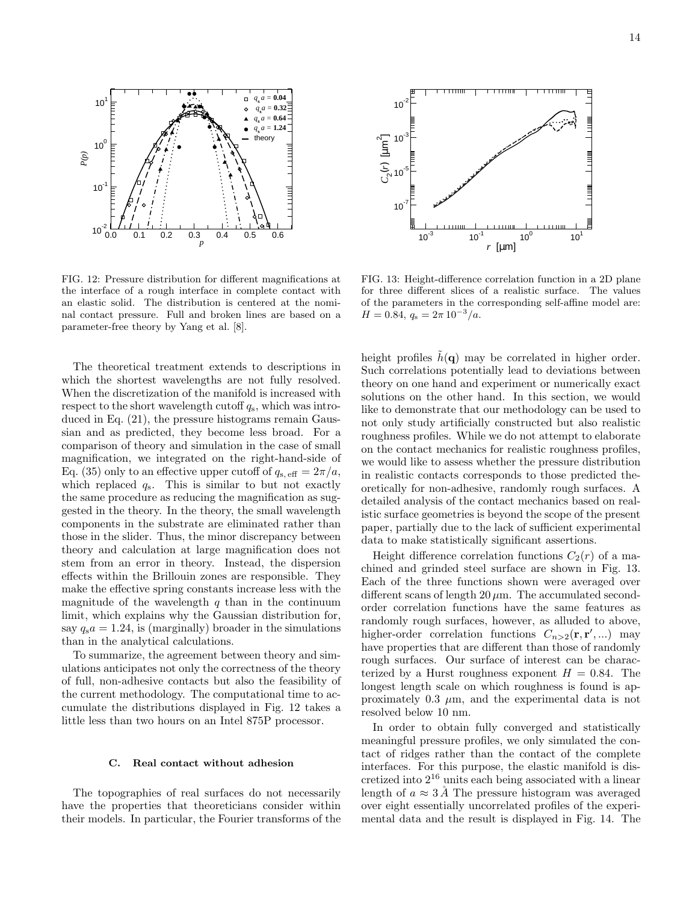FIG. 12: Pressure distribution for different magnifications at the interface of a rough interface in complete contact with an elastic solid. The distribution is centered at the nominal contact pressure. Full and broken lines are based on a parameter-free theory by Yang et al. [8].

FIG. 13: Height-difference correlation function in a 2D plane for three different slices of a realistic surface. The values of the parameters in the corresponding self-affine model are: $H = 0.84$, $q_s = 2\pi\, 10^{-3}/a$.

The theoretical treatment extends to descriptions in which the shortest wavelengths are not fully resolved. When the discretization of the manifold is increased with respect to the short wavelength cutoff $q_s$, which was introduced in Eq. (21), the pressure histograms remain Gaussian and as predicted, they become less broad. For a comparison of theory and simulation in the case of small magnification, we integrated on the right-hand-side of Eq. (35) only to an effective upper cutoff of $q_{s,\,\mathrm{eff}} = 2\pi/a$, which replaced $q_s$. This is similar to but not exactly the same procedure as reducing the magnification as suggested in the theory. In the theory, the small wavelength components in the substrate are eliminated rather than those in the slider. Thus, the minor discrepancy between theory and calculation at large magnification does not stem from an error in theory. Instead, the dispersion effects within the Brillouin zones are responsible. They make the effective spring constants increase less with the magnitude of the wavelength $q$ than in the continuum limit, which explains why the Gaussian distribution for, say $q_s a = 1.24$, is (marginally) broader in the simulations than in the analytical calculations.

To summarize, the agreement between theory and simulations anticipates not only the correctness of the theory of full, non-adhesive contacts but also the feasibility of the current methodology. The computational time to accumulate the distributions displayed in Fig. 12 takes a little less than two hours on an Intel 875P processor.

### C. Real contact without adhesion

The topographies of real surfaces do not necessarily have the properties that theoreticians consider within their models. In particular, the Fourier transforms of the height profiles $\tilde{h}(\mathbf{q})$ may be correlated in higher order. Such correlations potentially lead to deviations between theory on one hand and experiment or numerically exact solutions on the other hand. In this section, we would like to demonstrate that our methodology can be used to not only study artificially constructed but also realistic roughness profiles. While we do not attempt to elaborate on the contact mechanics for realistic roughness profiles, we would like to assess whether the pressure distribution in realistic contacts corresponds to those predicted theoretically for non-adhesive, randomly rough surfaces. A detailed analysis of the contact mechanics based on realistic surface geometries is beyond the scope of the present paper, partially due to the lack of sufficient experimental data to make statistically significant assertions.

Height difference correlation functions $C_2(r)$ of a machined and grinded steel surface are shown in Fig. 13. Each of the three functions shown were averaged over different scans of length $20\,\mu$m. The accumulated second-order correlation functions have the same features as randomly rough surfaces, however, as alluded to above, higher-order correlation functions $C_{n>2}(\mathbf{r}, \mathbf{r}', ...)$ may have properties that are different than those of randomly rough surfaces. Our surface of interest can be characterized by a Hurst roughness exponent $H = 0.84$. The longest length scale on which roughness is found is approximately $0.3\ \mu$m, and the experimental data is not resolved below 10 nm.

In order to obtain fully converged and statistically meaningful pressure profiles, we only simulated the contact of ridges rather than the contact of the complete interfaces. For this purpose, the elastic manifold is discretized into $2^{16}$ units each being associated with a linear length of $a \approx 3\,\mathring{A}$ The pressure histogram was averaged over eight essentially uncorrelated profiles of the experimental data and the result is displayed in Fig. 14. The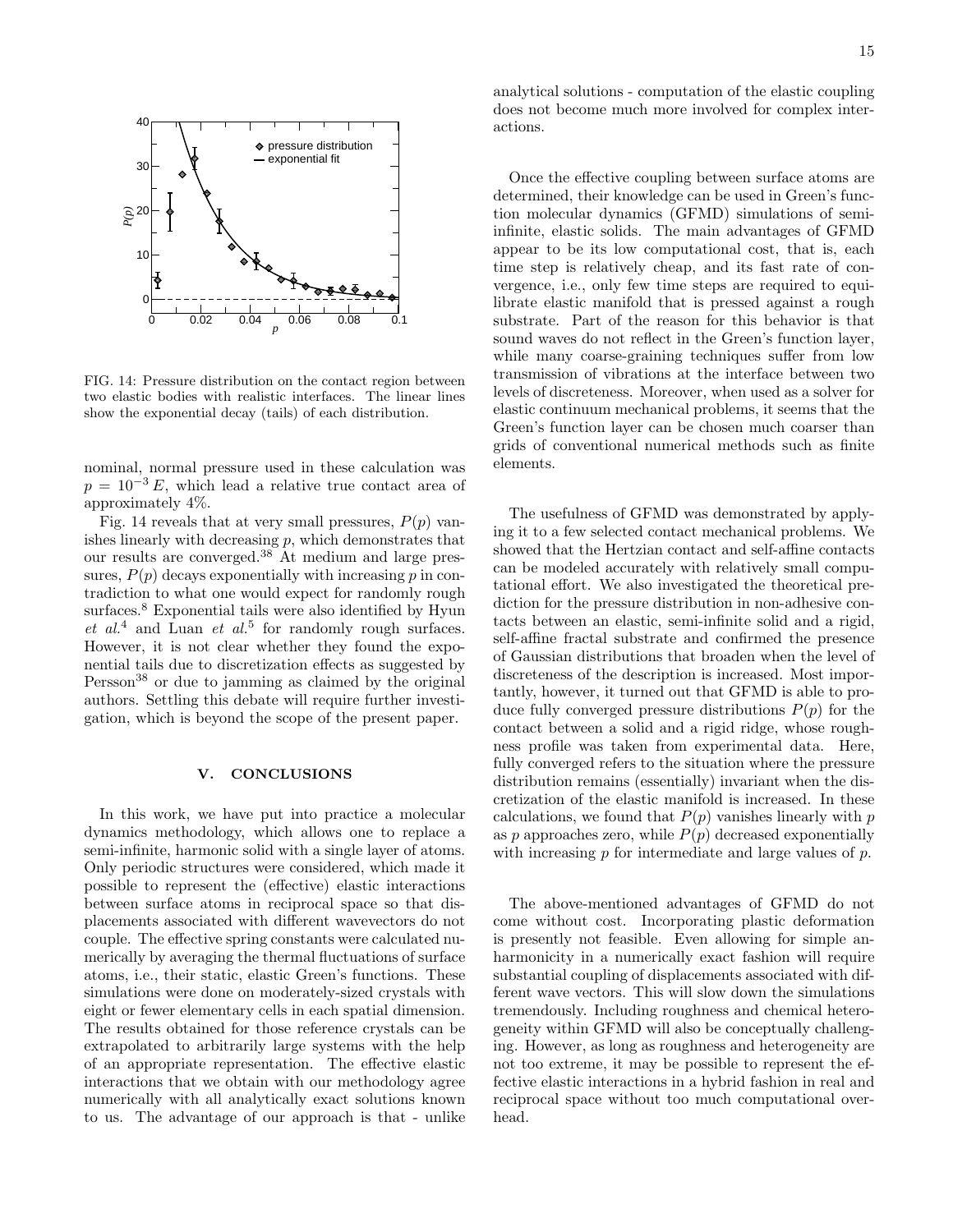40
30
20
10
0
0 0.02 0.04 0.06 0.08 0.1
$P(p)$
$p$
pressure distribution
exponential fit

FIG. 14: Pressure distribution on the contact region between two elastic bodies with realistic interfaces. The linear lines show the exponential decay (tails) of each distribution.

nominal, normal pressure used in these calculation was $p = 10^{-3}\,E$, which lead a relative true contact area of approximately 4%.

Fig. 14 reveals that at very small pressures, $P(p)$ vanishes linearly with decreasing $p$, which demonstrates that our results are converged.[38] At medium and large pressures, $P(p)$ decays exponentially with increasing $p$ in contradiction to what one would expect for randomly rough surfaces.[8] Exponential tails were also identified by Hyun *et al.*[4] and Luan *et al.*[5] for randomly rough surfaces. However, it is not clear whether they found the exponential tails due to discretization effects as suggested by Persson[38] or due to jamming as claimed by the original authors. Settling this debate will require further investigation, which is beyond the scope of the present paper.

## V. CONCLUSIONS

In this work, we have put into practice a molecular dynamics methodology, which allows one to replace a semi-infinite, harmonic solid with a single layer of atoms. Only periodic structures were considered, which made it possible to represent the (effective) elastic interactions between surface atoms in reciprocal space so that displacements associated with different wavevectors do not couple. The effective spring constants were calculated numerically by averaging the thermal fluctuations of surface atoms, i.e., their static, elastic Green's functions. These simulations were done on moderately-sized crystals with eight or fewer elementary cells in each spatial dimension. The results obtained for those reference crystals can be extrapolated to arbitrarily large systems with the help of an appropriate representation. The effective elastic interactions that we obtain with our methodology agree numerically with all analytically exact solutions known to us. The advantage of our approach is that - unlike analytical solutions - computation of the elastic coupling does not become much more involved for complex interactions.

Once the effective coupling between surface atoms are determined, their knowledge can be used in Green's function molecular dynamics (GFMD) simulations of semi-infinite, elastic solids. The main advantages of GFMD appear to be its low computational cost, that is, each time step is relatively cheap, and its fast rate of convergence, i.e., only few time steps are required to equilibrate elastic manifold that is pressed against a rough substrate. Part of the reason for this behavior is that sound waves do not reflect in the Green's function layer, while many coarse-graining techniques suffer from low transmission of vibrations at the interface between two levels of discreteness. Moreover, when used as a solver for elastic continuum mechanical problems, it seems that the Green's function layer can be chosen much coarser than grids of conventional numerical methods such as finite elements.

The usefulness of GFMD was demonstrated by applying it to a few selected contact mechanical problems. We showed that the Hertzian contact and self-affine contacts can be modeled accurately with relatively small computational effort. We also investigated the theoretical prediction for the pressure distribution in non-adhesive contacts between an elastic, semi-infinite solid and a rigid, self-affine fractal substrate and confirmed the presence of Gaussian distributions that broaden when the level of discreteness of the description is increased. Most importantly, however, it turned out that GFMD is able to produce fully converged pressure distributions $P(p)$ for the contact between a solid and a rigid ridge, whose roughness profile was taken from experimental data. Here, fully converged refers to the situation where the pressure distribution remains (essentially) invariant when the discretization of the elastic manifold is increased. In these calculations, we found that $P(p)$ vanishes linearly with $p$ as $p$ approaches zero, while $P(p)$ decreased exponentially with increasing $p$ for intermediate and large values of $p$.

The above-mentioned advantages of GFMD do not come without cost. Incorporating plastic deformation is presently not feasible. Even allowing for simple anharmonicity in a numerically exact fashion will require substantial coupling of displacements associated with different wave vectors. This will slow down the simulations tremendously. Including roughness and chemical heterogeneity within GFMD will also be conceptually challenging. However, as long as roughness and heterogeneity are not too extreme, it may be possible to represent the effective elastic interactions in a hybrid fashion in real and reciprocal space without too much computational overhead.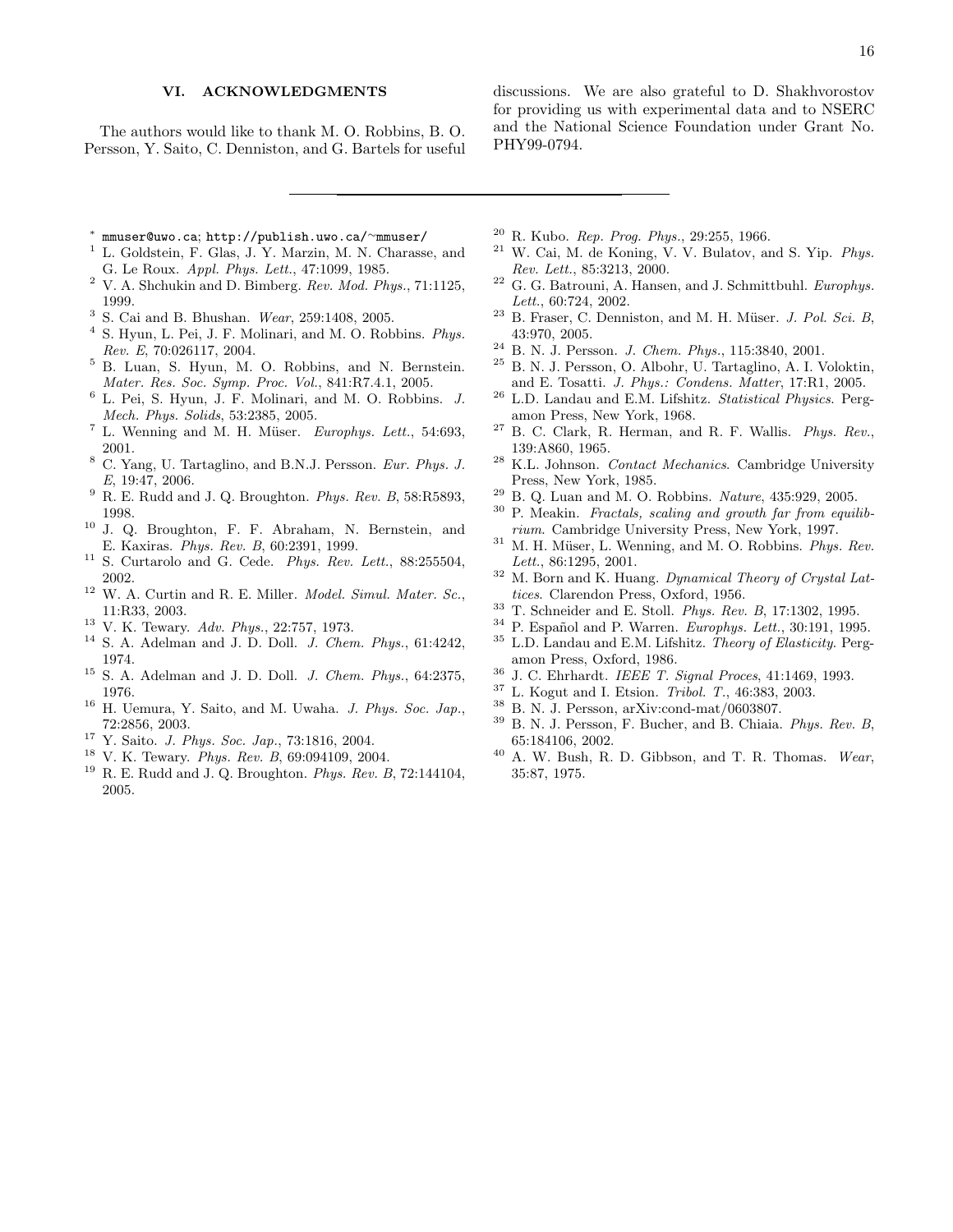## VI. ACKNOWLEDGMENTS

The authors would like to thank M. O. Robbins, B. O. Persson, Y. Saito, C. Denniston, and G. Bartels for useful discussions. We are also grateful to D. Shakhvorostov for providing us with experimental data and to NSERC and the National Science Foundation under Grant No. PHY99-0794.

---

[*] mmuser@uwo.ca; http://publish.uwo.ca/~mmuser/

[1] L. Goldstein, F. Glas, J. Y. Marzin, M. N. Charasse, and G. Le Roux. *Appl. Phys. Lett.*, 47:1099, 1985.

[2] V. A. Shchukin and D. Bimberg. *Rev. Mod. Phys.*, 71:1125, 1999.

[3] S. Cai and B. Bhushan. *Wear*, 259:1408, 2005.

[4] S. Hyun, L. Pei, J. F. Molinari, and M. O. Robbins. *Phys. Rev. E*, 70:026117, 2004.

[5] B. Luan, S. Hyun, M. O. Robbins, and N. Bernstein. *Mater. Res. Soc. Symp. Proc. Vol.*, 841:R7.4.1, 2005.

[6] L. Pei, S. Hyun, J. F. Molinari, and M. O. Robbins. *J. Mech. Phys. Solids*, 53:2385, 2005.

[7] L. Wenning and M. H. Müser. *Europhys. Lett.*, 54:693, 2001.

[8] C. Yang, U. Tartaglino, and B.N.J. Persson. *Eur. Phys. J. E*, 19:47, 2006.

[9] R. E. Rudd and J. Q. Broughton. *Phys. Rev. B*, 58:R5893, 1998.

[10] J. Q. Broughton, F. F. Abraham, N. Bernstein, and E. Kaxiras. *Phys. Rev. B*, 60:2391, 1999.

[11] S. Curtarolo and G. Cede. *Phys. Rev. Lett.*, 88:255504, 2002.

[12] W. A. Curtin and R. E. Miller. *Model. Simul. Mater. Sc.*, 11:R33, 2003.

[13] V. K. Tewary. *Adv. Phys.*, 22:757, 1973.

[14] S. A. Adelman and J. D. Doll. *J. Chem. Phys.*, 61:4242, 1974.

[15] S. A. Adelman and J. D. Doll. *J. Chem. Phys.*, 64:2375, 1976.

[16] H. Uemura, Y. Saito, and M. Uwaha. *J. Phys. Soc. Jap.*, 72:2856, 2003.

[17] Y. Saito. *J. Phys. Soc. Jap.*, 73:1816, 2004.

[18] V. K. Tewary. *Phys. Rev. B*, 69:094109, 2004.

[19] R. E. Rudd and J. Q. Broughton. *Phys. Rev. B*, 72:144104, 2005.

[20] R. Kubo. *Rep. Prog. Phys.*, 29:255, 1966.

[21] W. Cai, M. de Koning, V. V. Bulatov, and S. Yip. *Phys. Rev. Lett.*, 85:3213, 2000.

[22] G. G. Batrouni, A. Hansen, and J. Schmittbuhl. *Europhys. Lett.*, 60:724, 2002.

[23] B. Fraser, C. Denniston, and M. H. Müser. *J. Pol. Sci. B*, 43:970, 2005.

[24] B. N. J. Persson. *J. Chem. Phys.*, 115:3840, 2001.

[25] B. N. J. Persson, O. Albohr, U. Tartaglino, A. I. Volokitin, and E. Tosatti. *J. Phys.: Condens. Matter*, 17:R1, 2005.

[26] L.D. Landau and E.M. Lifshitz. *Statistical Physics*. Pergamon Press, New York, 1968.

[27] B. C. Clark, R. Herman, and R. F. Wallis. *Phys. Rev.*, 139:A860, 1965.

[28] K.L. Johnson. *Contact Mechanics*. Cambridge University Press, New York, 1985.

[29] B. Q. Luan and M. O. Robbins. *Nature*, 435:929, 2005.

[30] P. Meakin. *Fractals, scaling and growth far from equilibrium*. Cambridge University Press, New York, 1997.

[31] M. H. Müser, L. Wenning, and M. O. Robbins. *Phys. Rev. Lett.*, 86:1295, 2001.

[32] M. Born and K. Huang. *Dynamical Theory of Crystal Lattices*. Clarendon Press, Oxford, 1956.

[33] T. Schneider and E. Stoll. *Phys. Rev. B*, 17:1302, 1995.

[34] P. Español and P. Warren. *Europhys. Lett.*, 30:191, 1995.

[35] L.D. Landau and E.M. Lifshitz. *Theory of Elasticity*. Pergamon Press, Oxford, 1986.

[36] J. C. Ehrhardt. *IEEE T. Signal Proces*, 41:1469, 1993.

[37] L. Kogut and I. Etsion. *Tribol. T.*, 46:383, 2003.

[38] B. N. J. Persson, arXiv:cond-mat/0603807.

[39] B. N. J. Persson, F. Bucher, and B. Chiaia. *Phys. Rev. B*, 65:184106, 2002.

[40] A. W. Bush, R. D. Gibbson, and T. R. Thomas. *Wear*, 35:87, 1975.